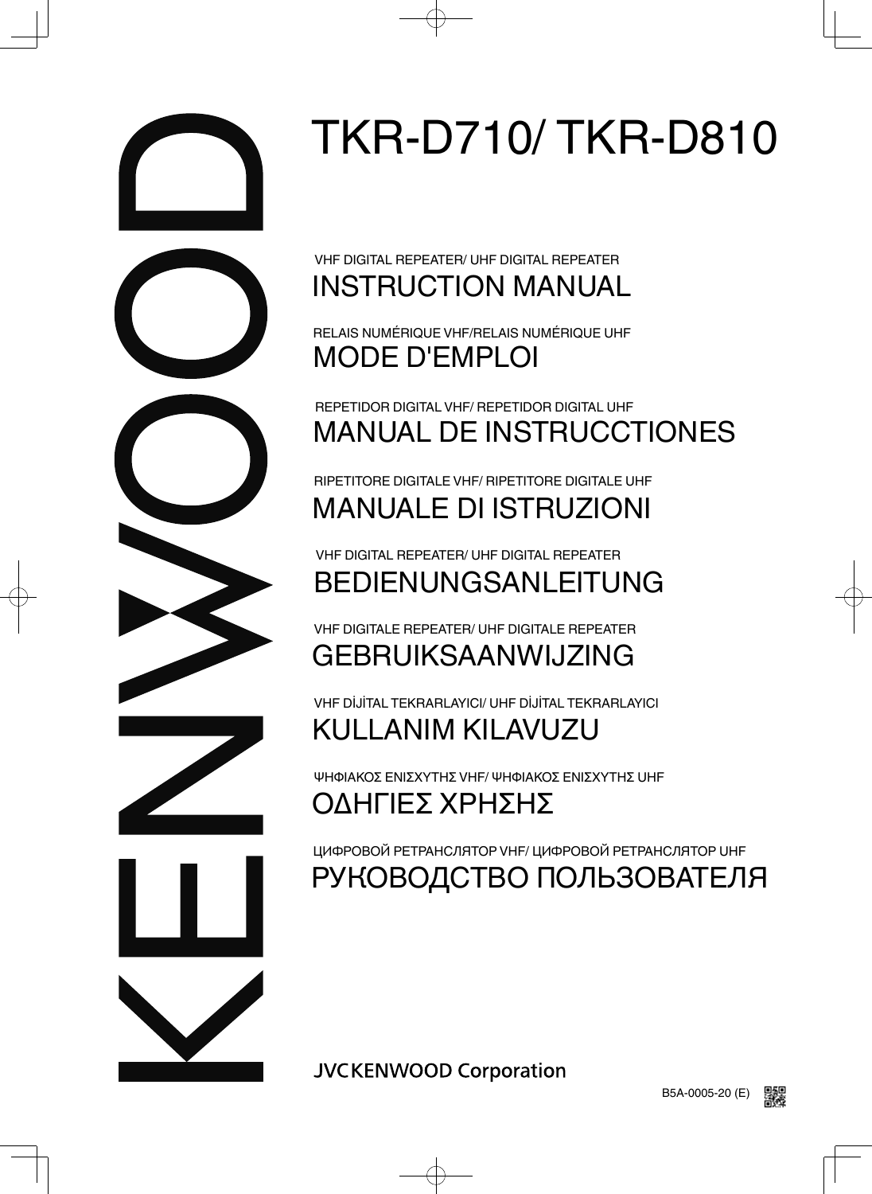KENWOOD

# TKR-D710/ TKR-D810

VHF DIGITAL REPEATER/ UHF DIGITAL REPEATER

## INSTRUCTION MANUAL

RELAIS NUMÉRIQUE VHF/RELAIS NUMÉRIQUE UHF

## MODE D'EMPLOI

REPETIDOR DIGITAL VHF/ REPETIDOR DIGITAL UHF

## MANUAL DE INSTRUCCTIONES

RIPETITORE DIGITALE VHF/ RIPETITORE DIGITALE UHF

## MANUALE DI ISTRUZIONI

VHF DIGITAL REPEATER/ UHF DIGITAL REPEATER

## BEDIENUNGSANLEITUNG

VHF DIGITALE REPEATER/ UHF DIGITALE REPEATER

## GEBRUIKSAANWIJZING

VHF DİJİTAL TEKRARLAYICI/ UHF DİJİTAL TEKRARLAYICI

## KULLANIM KILAVUZU

ΨΗΦΙΑΚΟΣ ΕΝΙΣΧΥΤΗΣ VHF/ ΨΗΦΙΑΚΟΣ ΕΝΙΣΧΥΤΗΣ UHF

## ΟΔΗΓΙΕΣ ΧΡΗΣΗΣ

ЦИФРОВОЙ РЕТРАНСЛЯТОР VHF/ ЦИФРОВОЙ РЕТРАНСЛЯТОР UHF

## РУКОВОДСТВО ПОЛЬЗОВАТЕЛЯ

JVCKENWOOD Corporation

B5A-0005-20 (E)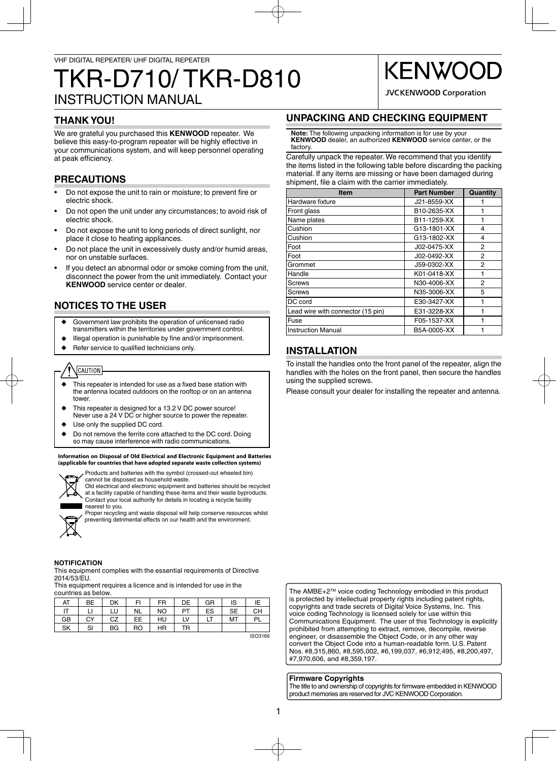VHF DIGITAL REPEATER/ UHF DIGITAL REPEATER

# TKR-D710/ TKR-D810

# INSTRUCTION MANUAL

KENWOOD

JVCKENWOOD Corporation

## THANK YOU!

We are grateful you purchased this **KENWOOD** repeater. We believe this easy-to-program repeater will be highly effective in your communications system, and will keep personnel operating at peak efficiency.

## PRECAUTIONS

- Do not expose the unit to rain or moisture; to prevent fire or electric shock.
- Do not open the unit under any circumstances; to avoid risk of electric shock.
- Do not expose the unit to long periods of direct sunlight, nor place it close to heating appliances.
- Do not place the unit in excessively dusty and/or humid areas, nor on unstable surfaces.
- If you detect an abnormal odor or smoke coming from the unit, disconnect the power from the unit immediately. Contact your **KENWOOD** service center or dealer.

## NOTICES TO THE USER

- ◆ Government law prohibits the operation of unlicensed radio transmitters within the territories under government control.
- ◆ Illegal operation is punishable by fine and/or imprisonment.
- ◆ Refer service to qualified technicians only.

**CAUTION**

- ◆ This repeater is intended for use as a fixed base station with the antenna located outdoors on the rooftop or on an antenna tower.
- ◆ This repeater is designed for a 13.2 V DC power source! Never use a 24 V DC or higher source to power the repeater.
- ◆ Use only the supplied DC cord.
- ◆ Do not remove the ferrite core attached to the DC cord. Doing so may cause interference with radio communications.

**Information on Disposal of Old Electrical and Electronic Equipment and Batteries (applicable for countries that have adopted separate waste collection systems)**

Products and batteries with the symbol (crossed-out wheeled bin) cannot be disposed as household waste.
Old electrical and electronic equipment and batteries should be recycled at a facility capable of handling these items and their waste byproducts.
Contact your local authority for details in locating a recycle facility nearest to you.
Proper recycling and waste disposal will help conserve resources whilst preventing detrimental effects on our health and the environment.

**NOTIFICATION**

This equipment complies with the essential requirements of Directive 2014/53/EU.
This equipment requires a licence and is intended for use in the countries as below.

| AT | BE | DK | FI | FR | DE | GR | IS | IE |
|---|---|---|---|---|---|---|---|---|
| IT | LI | LU | NL | NO | PT | ES | SE | CH |
| GB | CY | CZ | EE | HU | LV | LT | MT | PL |
| SK | SI | BG | RO | HR | TR | | | |

ISO3166

## UNPACKING AND CHECKING EQUIPMENT

**Note:** The following unpacking information is for use by your **KENWOOD** dealer, an authorized **KENWOOD** service center, or the factory.

Carefully unpack the repeater. We recommend that you identify the items listed in the following table before discarding the packing material. If any items are missing or have been damaged during shipment, file a claim with the carrier immediately.

| Item | Part Number | Quantity |
|---|---|---|
| Hardware fixture | J21-8559-XX | 1 |
| Front glass | B10-2635-XX | 1 |
| Name plates | B11-1259-XX | 1 |
| Cushion | G13-1801-XX | 4 |
| Cushion | G13-1802-XX | 4 |
| Foot | J02-0475-XX | 2 |
| Foot | J02-0492-XX | 2 |
| Grommet | J59-0302-XX | 2 |
| Handle | K01-0418-XX | 1 |
| Screws | N30-4006-XX | 2 |
| Screws | N35-3006-XX | 5 |
| DC cord | E30-3427-XX | 1 |
| Lead wire with connector (15 pin) | E31-3228-XX | 1 |
| Fuse | F05-1537-XX | 1 |
| Instruction Manual | B5A-0005-XX | 1 |

## INSTALLATION

To install the handles onto the front panel of the repeater, align the handles with the holes on the front panel, then secure the handles using the supplied screws.

Please consult your dealer for installing the repeater and antenna.

The AMBE+2™ voice coding Technology embodied in this product is protected by intellectual property rights including patent rights, copyrights and trade secrets of Digital Voice Systems, Inc. This voice coding Technology is licensed solely for use within this Communications Equipment. The user of this Technology is explicitly prohibited from attempting to extract, remove, decompile, reverse engineer, or disassemble the Object Code, or in any other way convert the Object Code into a human-readable form. U.S. Patent Nos. #8,315,860, #8,595,002, #6,199,037, #6,912,495, #8,200,497, #7,970,606, and #8,359,197.

**Firmware Copyrights**

The title to and ownership of copyrights for firmware embedded in KENWOOD product memories are reserved for JVC KENWOOD Corporation.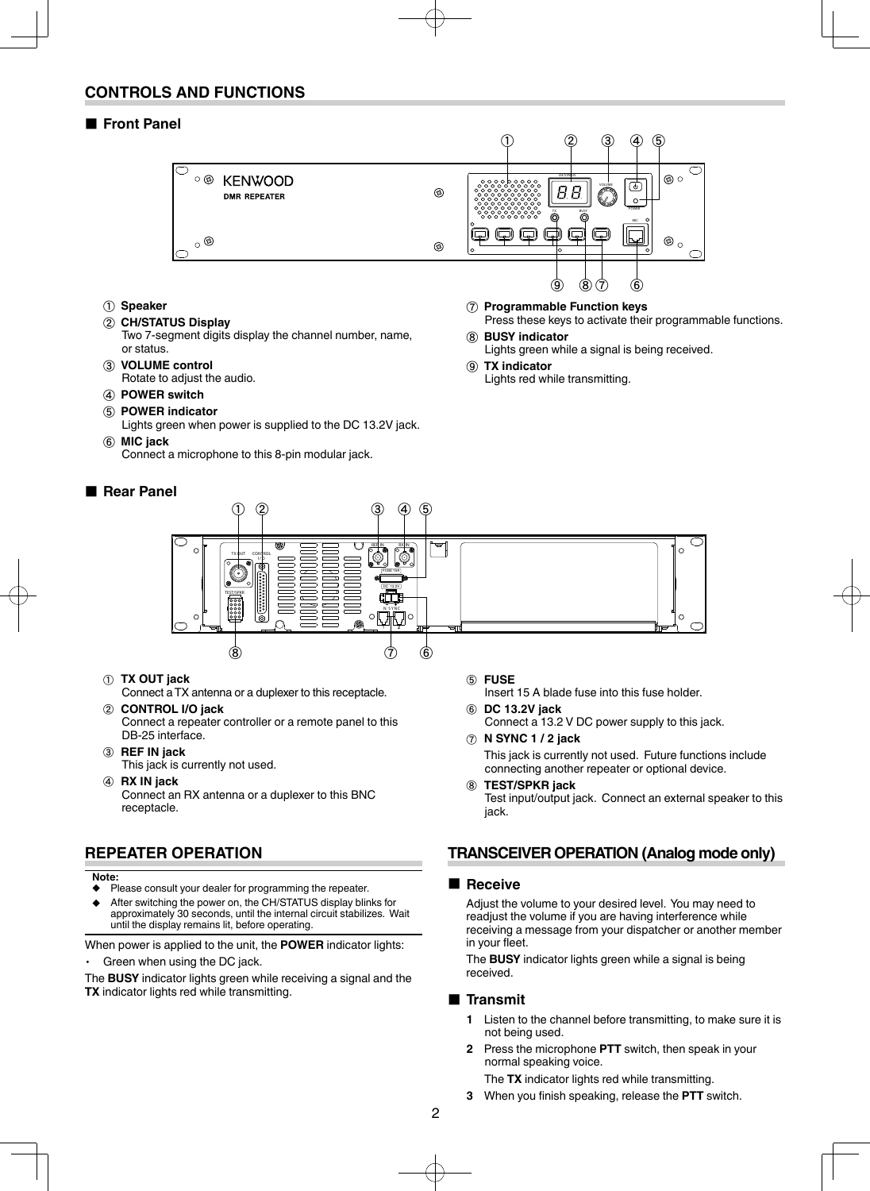## CONTROLS AND FUNCTIONS

### ■ Front Panel

① **Speaker**

② **CH/STATUS Display**
Two 7-segment digits display the channel number, name, or status.

③ **VOLUME control**
Rotate to adjust the audio.

④ **POWER switch**

⑤ **POWER indicator**
Lights green when power is supplied to the DC 13.2V jack.

⑥ **MIC jack**
Connect a microphone to this 8-pin modular jack.

⑦ **Programmable Function keys**
Press these keys to activate their programmable functions.

⑧ **BUSY indicator**
Lights green while a signal is being received.

⑨ **TX indicator**
Lights red while transmitting.

### ■ Rear Panel

① **TX OUT jack**
Connect a TX antenna or a duplexer to this receptacle.

② **CONTROL I/O jack**
Connect a repeater controller or a remote panel to this DB-25 interface.

③ **REF IN jack**
This jack is currently not used.

④ **RX IN jack**
Connect an RX antenna or a duplexer to this BNC receptacle.

⑤ **FUSE**
Insert 15 A blade fuse into this fuse holder.

⑥ **DC 13.2V jack**
Connect a 13.2 V DC power supply to this jack.

⑦ **N SYNC 1 / 2 jack**
This jack is currently not used. Future functions include connecting another repeater or optional device.

⑧ **TEST/SPKR jack**
Test input/output jack. Connect an external speaker to this jack.

## REPEATER OPERATION

**Note:**
- ◆ Please consult your dealer for programming the repeater.
- ◆ After switching the power on, the CH/STATUS display blinks for approximately 30 seconds, until the internal circuit stabilizes. Wait until the display remains lit, before operating.

When power is applied to the unit, the **POWER** indicator lights:

- Green when using the DC jack.

The **BUSY** indicator lights green while receiving a signal and the **TX** indicator lights red while transmitting.

## TRANSCEIVER OPERATION (Analog mode only)

### ■ Receive

Adjust the volume to your desired level. You may need to readjust the volume if you are having interference while receiving a message from your dispatcher or another member in your fleet.

The **BUSY** indicator lights green while a signal is being received.

### ■ Transmit

1. Listen to the channel before transmitting, to make sure it is not being used.
2. Press the microphone **PTT** switch, then speak in your normal speaking voice.
   The **TX** indicator lights red while transmitting.
3. When you finish speaking, release the **PTT** switch.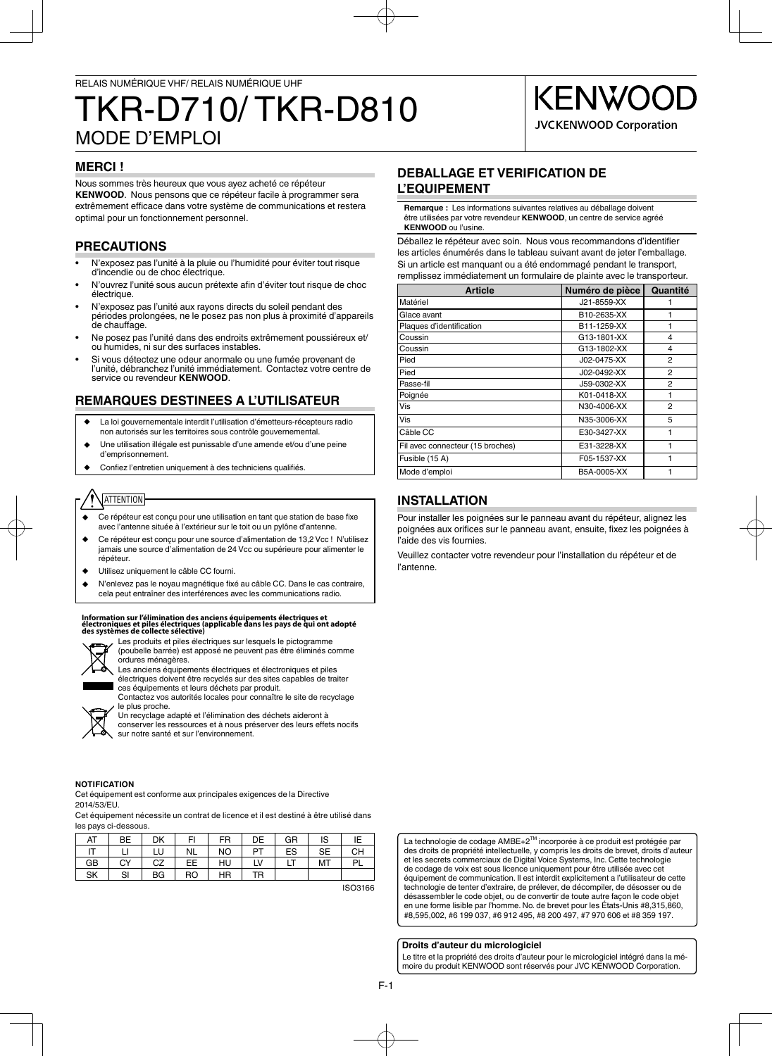RELAIS NUMÉRIQUE VHF/ RELAIS NUMÉRIQUE UHF

# TKR-D710/ TKR-D810

MODE D'EMPLOI

KENWOOD

JVCKENWOOD Corporation

## MERCI !

Nous sommes très heureux que vous ayez acheté ce répéteur **KENWOOD**. Nous pensons que ce répéteur facile à programmer sera extrêmement efficace dans votre système de communications et restera optimal pour un fonctionnement personnel.

## PRECAUTIONS

- N'exposez pas l'unité à la pluie ou l'humidité pour éviter tout risque d'incendie ou de choc électrique.
- N'ouvrez l'unité sous aucun prétexte afin d'éviter tout risque de choc électrique.
- N'exposez pas l'unité aux rayons directs du soleil pendant des périodes prolongées, ne le posez pas non plus à proximité d'appareils de chauffage.
- Ne posez pas l'unité dans des endroits extrêmement poussiéreux et/ ou humides, ni sur des surfaces instables.
- Si vous détectez une odeur anormale ou une fumée provenant de l'unité, débranchez l'unité immédiatement. Contactez votre centre de service ou revendeur **KENWOOD**.

## REMARQUES DESTINEES A L'UTILISATEUR

- ◆ La loi gouvernementale interdit l'utilisation d'émetteurs-récepteurs radio non autorisés sur les territoires sous contrôle gouvernemental.
- ◆ Une utilisation illégale est punissable d'une amende et/ou d'une peine d'emprisonnement.
- ◆ Confiez l'entretien uniquement à des techniciens qualifiés.

ATTENTION

- ◆ Ce répéteur est conçu pour une utilisation en tant que station de base fixe avec l'antenne située à l'extérieur sur le toit ou un pylône d'antenne.
- ◆ Ce répéteur est conçu pour une source d'alimentation de 13,2 Vcc ! N'utilisez jamais une source d'alimentation de 24 Vcc ou supérieure pour alimenter le répéteur.
- ◆ Utilisez uniquement le câble CC fourni.
- ◆ N'enlevez pas le noyau magnétique fixé au câble CC. Dans le cas contraire, cela peut entraîner des interférences avec les communications radio.

**Information sur l'élimination des anciens équipements électriques et électroniques et piles électriques (applicable dans les pays de qui ont adopté des systèmes de collecte sélective)**

Les produits et piles électriques sur lesquels le pictogramme (poubelle barrée) est apposé ne peuvent pas être éliminés comme ordures ménagères.
Les anciens équipements électriques et électroniques et piles électriques doivent être recyclés sur des sites capables de traiter ces équipements et leurs déchets par produit.
Contactez vos autorités locales pour connaître le site de recyclage le plus proche.
Un recyclage adapté et l'élimination des déchets aideront à conserver les ressources et à nous préserver des leurs effets nocifs sur notre santé et sur l'environnement.

**NOTIFICATION**

Cet équipement est conforme aux principales exigences de la Directive 2014/53/EU.

Cet équipement nécessite un contrat de licence et il est destiné à être utilisé dans les pays ci-dessous.

| AT | BE | DK | FI | FR | DE | GR | IS | IE |
|---|---|---|---|---|---|---|---|---|
| IT | LI | LU | NL | NO | PT | ES | SE | CH |
| GB | CY | CZ | EE | HU | LV | LT | MT | PL |
| SK | SI | BG | RO | HR | TR | | | |

ISO3166

## DEBALLAGE ET VERIFICATION DE L'EQUIPEMENT

**Remarque :** Les informations suivantes relatives au déballage doivent être utilisées par votre revendeur **KENWOOD**, un centre de service agréé **KENWOOD** ou l'usine.

Déballez le répéteur avec soin. Nous vous recommandons d'identifier les articles énumérés dans le tableau suivant avant de jeter l'emballage. Si un article est manquant ou a été endommagé pendant le transport, remplissez immédiatement un formulaire de plainte avec le transporteur.

| Article | Numéro de pièce | Quantité |
|---|---|---|
| Matériel | J21-8559-XX | 1 |
| Glace avant | B10-2635-XX | 1 |
| Plaques d'identification | B11-1259-XX | 1 |
| Coussin | G13-1801-XX | 4 |
| Coussin | G13-1802-XX | 4 |
| Pied | J02-0475-XX | 2 |
| Pied | J02-0492-XX | 2 |
| Passe-fil | J59-0302-XX | 2 |
| Poignée | K01-0418-XX | 1 |
| Vis | N30-4006-XX | 2 |
| Vis | N35-3006-XX | 5 |
| Câble CC | E30-3427-XX | 1 |
| Fil avec connecteur (15 broches) | E31-3228-XX | 1 |
| Fusible (15 A) | F05-1537-XX | 1 |
| Mode d'emploi | B5A-0005-XX | 1 |

## INSTALLATION

Pour installer les poignées sur le panneau avant du répéteur, alignez les poignées aux orifices sur le panneau avant, ensuite, fixez les poignées à l'aide des vis fournies.

Veuillez contacter votre revendeur pour l'installation du répéteur et de l'antenne.

La technologie de codage AMBE+2™ incorporée à ce produit est protégée par des droits de propriété intellectuelle, y compris les droits de brevet, droits d'auteur et les secrets commerciaux de Digital Voice Systems, Inc. Cette technologie de codage de voix est sous licence uniquement pour être utilisée avec cet équipement de communication. Il est interdit explicitement à l'utilisateur de cette technologie de tenter d'extraire, de prélever, de décompiler, de désosser ou de désassembler le code objet, ou de convertir de toute autre façon le code objet en une forme lisible par l'homme. No. de brevet pour les États-Unis #8,315,860, #8,595,002, #6 199 037, #6 912 495, #8 200 497, #7 970 606 et #8 359 197.

**Droits d'auteur du micrologiciel**

Le titre et la propriété des droits d'auteur pour le micrologiciel intégré dans la mémoire du produit KENWOOD sont réservés pour JVC KENWOOD Corporation.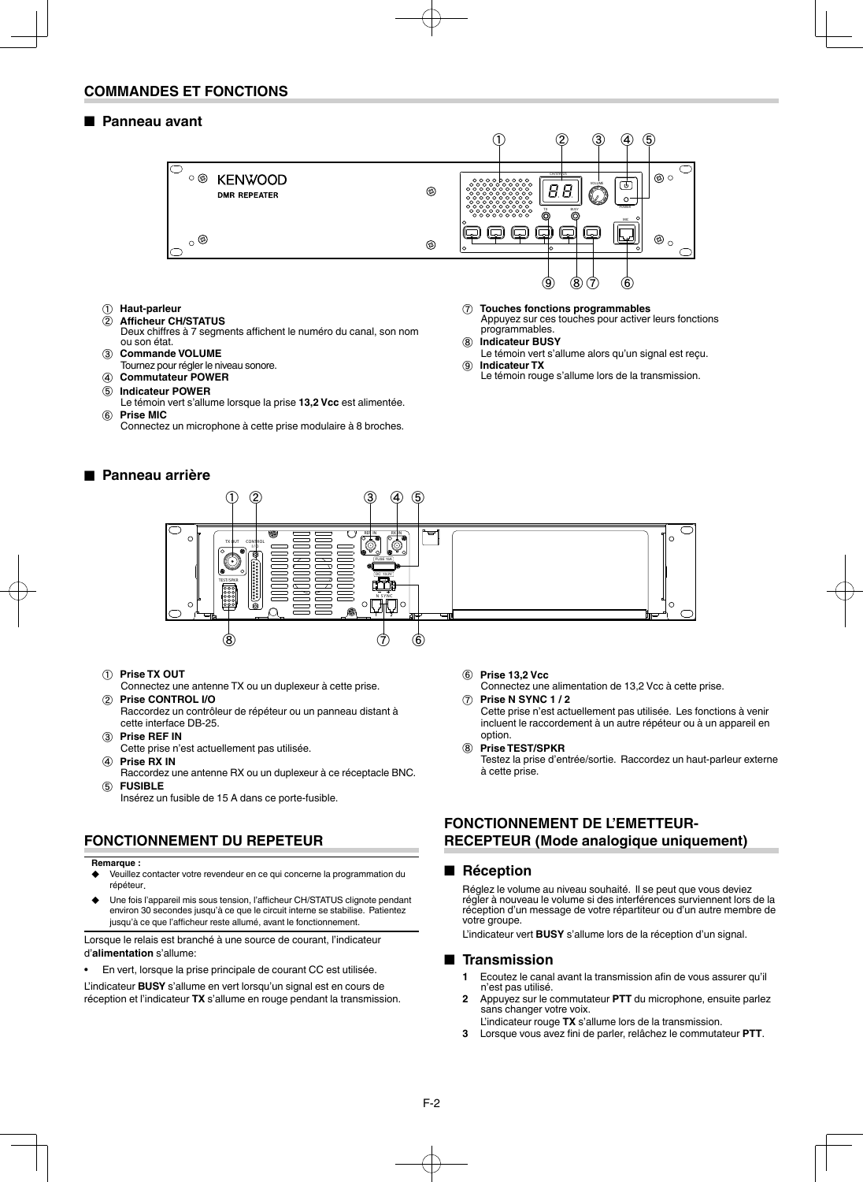## COMMANDES ET FONCTIONS

### ■ Panneau avant

① **Haut-parleur**

② **Afficheur CH/STATUS**
Deux chiffres à 7 segments affichent le numéro du canal, son nom ou son état.

③ **Commande VOLUME**
Tournez pour régler le niveau sonore.

④ **Commutateur POWER**

⑤ **Indicateur POWER**
Le témoin vert s'allume lorsque la prise **13,2 Vcc** est alimentée.

⑥ **Prise MIC**
Connectez un microphone à cette prise modulaire à 8 broches.

⑦ **Touches fonctions programmables**
Appuyez sur ces touches pour activer leurs fonctions programmables.

⑧ **Indicateur BUSY**
Le témoin vert s'allume alors qu'un signal est reçu.

⑨ **Indicateur TX**
Le témoin rouge s'allume lors de la transmission.

### ■ Panneau arrière

① **Prise TX OUT**
Connectez une antenne TX ou un duplexeur à cette prise.

② **Prise CONTROL I/O**
Raccordez un contrôleur de répéteur ou un panneau distant à cette interface DB-25.

③ **Prise REF IN**
Cette prise n'est actuellement pas utilisée.

④ **Prise RX IN**
Raccordez une antenne RX ou un duplexeur à ce réceptacle BNC.

⑤ **FUSIBLE**
Insérez un fusible de 15 A dans ce porte-fusible.

⑥ **Prise 13,2 Vcc**
Connectez une alimentation de 13,2 Vcc à cette prise.

⑦ **Prise N SYNC 1 / 2**
Cette prise n'est actuellement pas utilisée. Les fonctions à venir incluent le raccordement à un autre répéteur ou à un appareil en option.

⑧ **Prise TEST/SPKR**
Testez la prise d'entrée/sortie. Raccordez un haut-parleur externe à cette prise.

## FONCTIONNEMENT DU REPETEUR

**Remarque :**

- ◆ Veuillez contacter votre revendeur en ce qui concerne la programmation du répéteur.
- ◆ Une fois l'appareil mis sous tension, l'afficheur CH/STATUS clignote pendant environ 30 secondes jusqu'à ce que le circuit interne se stabilise. Patientez jusqu'à ce que l'afficheur reste allumé, avant le fonctionnement.

Lorsque le relais est branché à une source de courant, l'indicateur d'**alimentation** s'allume:

- En vert, lorsque la prise principale de courant CC est utilisée.

L'indicateur **BUSY** s'allume en vert lorsqu'un signal est en cours de réception et l'indicateur **TX** s'allume en rouge pendant la transmission.

## FONCTIONNEMENT DE L'EMETTEUR-RECEPTEUR (Mode analogique uniquement)

### ■ Réception

Réglez le volume au niveau souhaité. Il se peut que vous deviez régler à nouveau le volume si des interférences surviennent lors de la réception d'un message de votre répartiteur ou d'un autre membre de votre groupe.

L'indicateur vert **BUSY** s'allume lors de la réception d'un signal.

### ■ Transmission

1. Ecoutez le canal avant la transmission afin de vous assurer qu'il n'est pas utilisé.
2. Appuyez sur le commutateur **PTT** du microphone, ensuite parlez sans changer votre voix.
   L'indicateur rouge **TX** s'allume lors de la transmission.
3. Lorsque vous avez fini de parler, relâchez le commutateur **PTT**.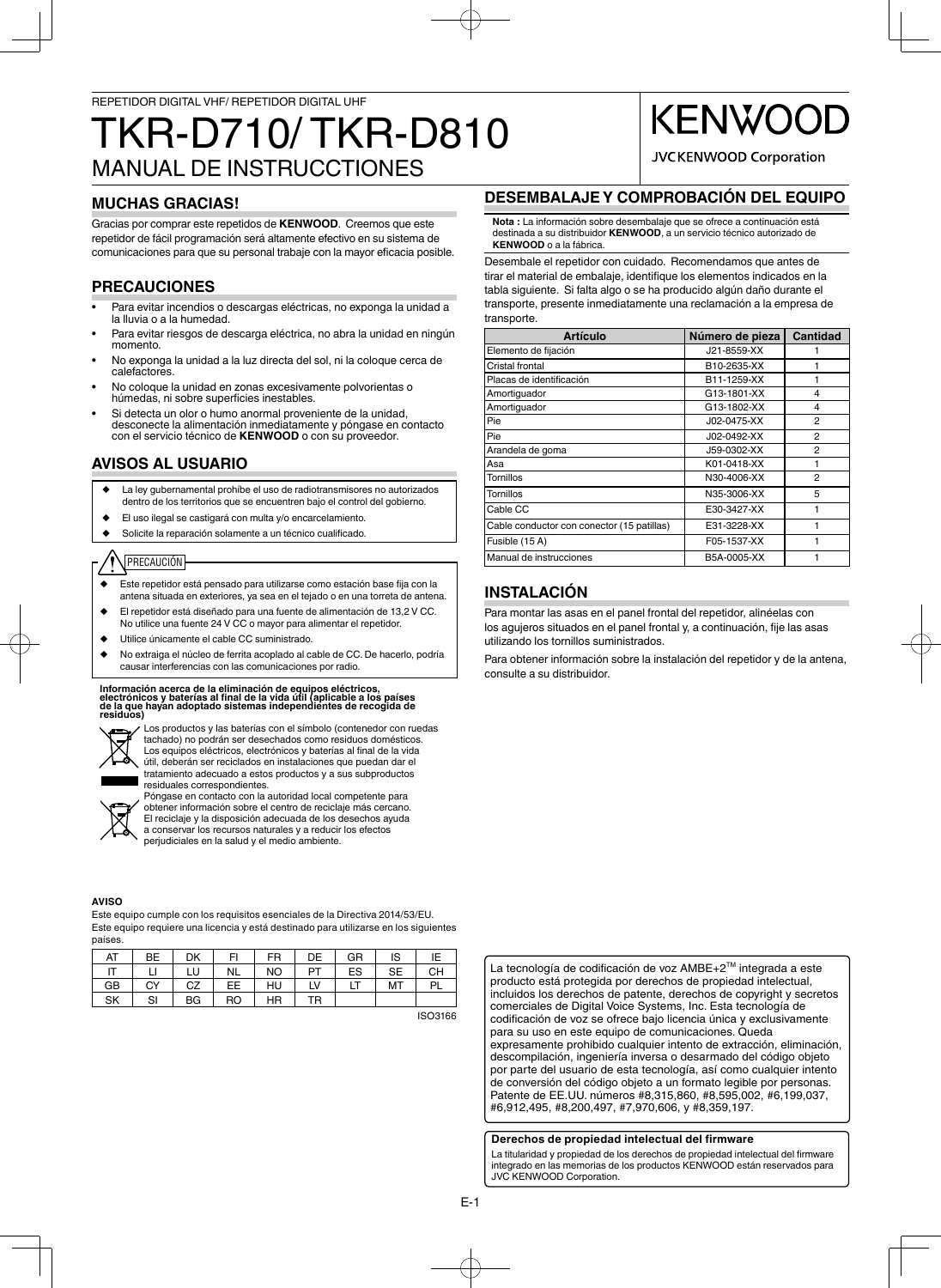REPETIDOR DIGITAL VHF/ REPETIDOR DIGITAL UHF

# TKR-D710/ TKR-D810

## MANUAL DE INSTRUCCTIONES

KENWOOD

JVCKENWOOD Corporation

## MUCHAS GRACIAS!

Gracias por comprar este repetidos de **KENWOOD**. Creemos que este repetidor de fácil programación será altamente efectivo en su sistema de comunicaciones para que su personal trabaje con la mayor eficacia posible.

## PRECAUCIONES

- Para evitar incendios o descargas eléctricas, no exponga la unidad a la lluvia o a la humedad.
- Para evitar riesgos de descarga eléctrica, no abra la unidad en ningún momento.
- No exponga la unidad a la luz directa del sol, ni la coloque cerca de calefactores.
- No coloque la unidad en zonas excesivamente polvorientas o húmedas, ni sobre superficies inestables.
- Si detecta un olor o humo anormal proveniente de la unidad, desconecte la alimentación inmediatamente y póngase en contacto con el servicio técnico de **KENWOOD** o con su proveedor.

## AVISOS AL USUARIO

- ◆ La ley gubernamental prohíbe el uso de radiotransmisores no autorizados dentro de los territorios que se encuentren bajo el control del gobierno.
- ◆ El uso ilegal se castigará con multa y/o encarcelamiento.
- ◆ Solicite la reparación solamente a un técnico cualificado.

**PRECAUCIÓN**

- ◆ Este repetidor está pensado para utilizarse como estación base fija con la antena situada en exteriores, ya sea en el tejado o en una torreta de antena.
- ◆ El repetidor está diseñado para una fuente de alimentación de 13,2 V CC. No utilice una fuente 24 V CC o mayor para alimentar el repetidor.
- ◆ Utilice únicamente el cable CC suministrado.
- ◆ No extraiga el núcleo de ferrita acoplado al cable de CC. De hacerlo, podría causar interferencias con las comunicaciones por radio.

**Información acerca de la eliminación de equipos eléctricos, electrónicos y baterías al final de la vida útil (aplicable a los países de la que hayan adoptado sistemas independientes de recogida de residuos)**

Los productos y las baterías con el símbolo (contenedor con ruedas tachado) no podrán ser desechados como residuos domésticos. Los equipos eléctricos, electrónicos y baterías al final de la vida útil, deberán ser reciclados en instalaciones que puedan dar el tratamiento adecuado a estos productos y a sus subproductos residuales correspondientes.
Póngase en contacto con la autoridad local competente para obtener información sobre el centro de reciclaje más cercano. El reciclaje y la disposición adecuada de los desechos ayuda a conservar los recursos naturales y a reducir los efectos perjudiciales en la salud y el medio ambiente.

**AVISO**

Este equipo cumple con los requisitos esenciales de la Directiva 2014/53/EU.
Este equipo requiere una licencia y está destinado para utilizarse en los siguientes países.

| AT | BE | DK | FI | FR | DE | GR | IS | IE |
|---|---|---|---|---|---|---|---|---|
| IT | LI | LU | NL | NO | PT | ES | SE | CH |
| GB | CY | CZ | EE | HU | LV | LT | MT | PL |
| SK | SI | BG | RO | HR | TR | | | |

ISO3166

## DESEMBALAJE Y COMPROBACIÓN DEL EQUIPO

**Nota :** La información sobre desembalaje que se ofrece a continuación está destinada a su distribuidor **KENWOOD**, a un servicio técnico autorizado de **KENWOOD** o a la fábrica.

Desembale el repetidor con cuidado. Recomendamos que antes de tirar el material de embalaje, identifique los elementos indicados en la tabla siguiente. Si falta algo o se ha producido algún daño durante el transporte, presente inmediatamente una reclamación a la empresa de transporte.

| Artículo | Número de pieza | Cantidad |
|---|---|---|
| Elemento de fijación | J21-8559-XX | 1 |
| Cristal frontal | B10-2635-XX | 1 |
| Placas de identificación | B11-1259-XX | 1 |
| Amortiguador | G13-1801-XX | 4 |
| Amortiguador | G13-1802-XX | 4 |
| Pie | J02-0475-XX | 2 |
| Pie | J02-0492-XX | 2 |
| Arandela de goma | J59-0302-XX | 2 |
| Asa | K01-0418-XX | 1 |
| Tornillos | N30-4006-XX | 2 |
| Tornillos | N35-3006-XX | 5 |
| Cable CC | E30-3427-XX | 1 |
| Cable conductor con conector (15 patillas) | E31-3228-XX | 1 |
| Fusible (15 A) | F05-1537-XX | 1 |
| Manual de instrucciones | B5A-0005-XX | 1 |

## INSTALACIÓN

Para montar las asas en el panel frontal del repetidor, alinéelas con los agujeros situados en el panel frontal y, a continuación, fije las asas utilizando los tornillos suministrados.

Para obtener información sobre la instalación del repetidor y de la antena, consulte a su distribuidor.

La tecnología de codificación de voz AMBE+2™ integrada a este producto está protegida por derechos de propiedad intelectual, incluidos los derechos de patente, derechos de copyright y secretos comerciales de Digital Voice Systems, Inc. Esta tecnología de codificación de voz se ofrece bajo licencia única y exclusivamente para su uso en este equipo de comunicaciones. Queda expresamente prohibido cualquier intento de extracción, eliminación, descompilación, ingeniería inversa o desarmado del código objeto por parte del usuario de esta tecnología, así como cualquier intento de conversión del código objeto a un formato legible por personas. Patente de EE.UU. números #8,315,860, #8,595,002, #6,199,037, #6,912,495, #8,200,497, #7,970,606, y #8,359,197.

**Derechos de propiedad intelectual del firmware**

La titularidad y propiedad de los derechos de propiedad intelectual del firmware integrado en las memorias de los productos KENWOOD están reservados para JVC KENWOOD Corporation.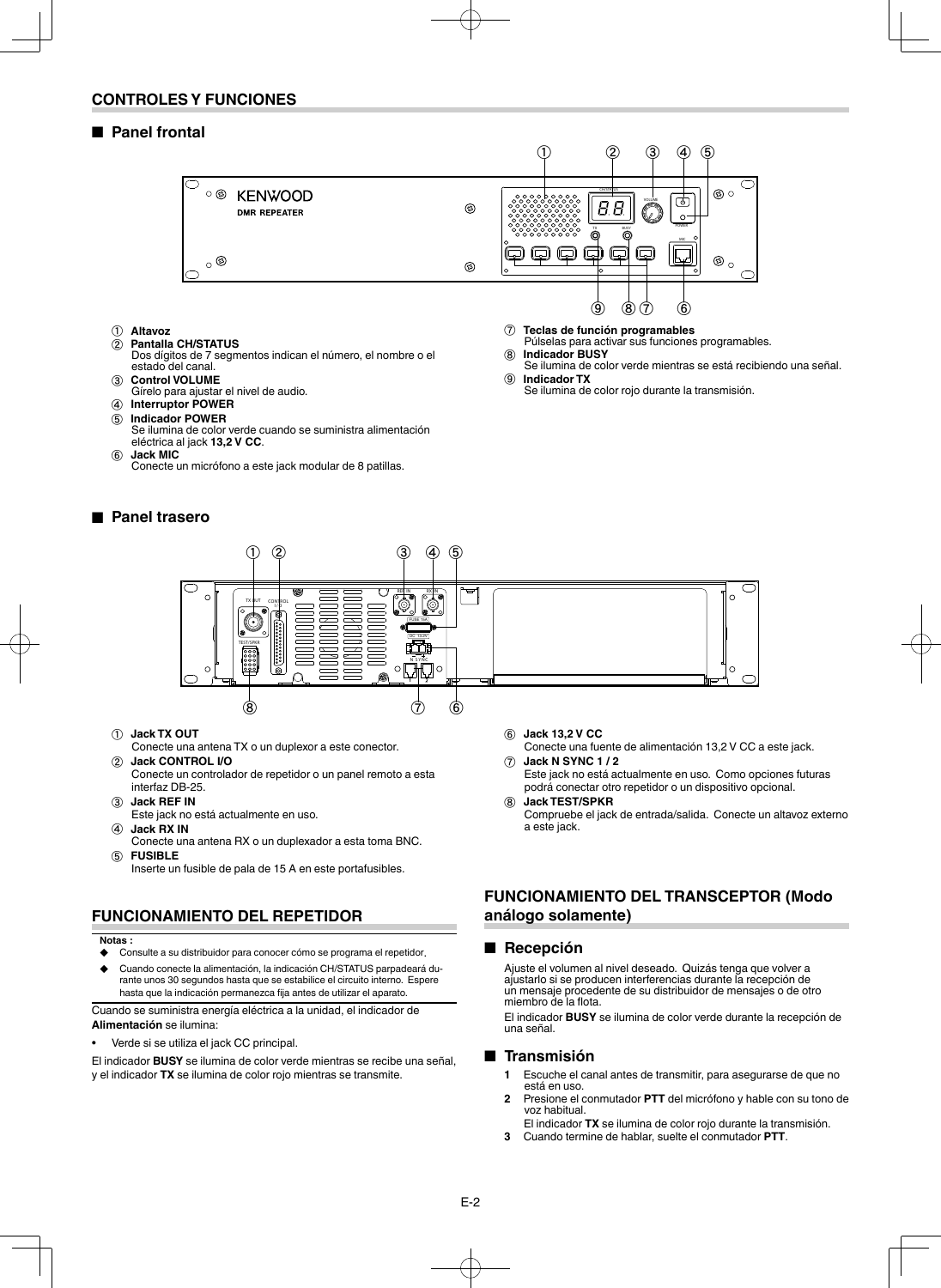## CONTROLES Y FUNCIONES

### ■ Panel frontal

① **Altavoz**

② **Pantalla CH/STATUS**
Dos dígitos de 7 segmentos indican el número, el nombre o el estado del canal.

③ **Control VOLUME**
Gírelo para ajustar el nivel de audio.

④ **Interruptor POWER**

⑤ **Indicador POWER**
Se ilumina de color verde cuando se suministra alimentación eléctrica al jack **13,2 V CC**.

⑥ **Jack MIC**
Conecte un micrófono a este jack modular de 8 patillas.

⑦ **Teclas de función programables**
Púlselas para activar sus funciones programables.

⑧ **Indicador BUSY**
Se ilumina de color verde mientras se está recibiendo una señal.

⑨ **Indicador TX**
Se ilumina de color rojo durante la transmisión.

### ■ Panel trasero

① **Jack TX OUT**
Conecte una antena TX o un duplexor a este conector.

② **Jack CONTROL I/O**
Conecte un controlador de repetidor o un panel remoto a esta interfaz DB-25.

③ **Jack REF IN**
Este jack no está actualmente en uso.

④ **Jack RX IN**
Conecte una antena RX o un duplexador a esta toma BNC.

⑤ **FUSIBLE**
Inserte un fusible de pala de 15 A en este portafusibles.

⑥ **Jack 13,2 V CC**
Conecte una fuente de alimentación 13,2 V CC a este jack.

⑦ **Jack N SYNC 1 / 2**
Este jack no está actualmente en uso. Como opciones futuras podrá conectar otro repetidor o un dispositivo opcional.

⑧ **Jack TEST/SPKR**
Compruebe el jack de entrada/salida. Conecte un altavoz externo a este jack.

## FUNCIONAMIENTO DEL REPETIDOR

**Notas :**

- ◆ Consulte a su distribuidor para conocer cómo se programa el repetidor.
- ◆ Cuando conecte la alimentación, la indicación CH/STATUS parpadeará durante unos 30 segundos hasta que se estabilice el circuito interno. Espere hasta que la indicación permanezca fija antes de utilizar el aparato.

Cuando se suministra energía eléctrica a la unidad, el indicador de **Alimentación** se ilumina:

- Verde si se utiliza el jack CC principal.

El indicador **BUSY** se ilumina de color verde mientras se recibe una señal, y el indicador **TX** se ilumina de color rojo mientras se transmite.

## FUNCIONAMIENTO DEL TRANSCEPTOR (Modo análogo solamente)

### ■ Recepción

Ajuste el volumen al nivel deseado. Quizás tenga que volver a ajustarlo si se producen interferencias durante la recepción de un mensaje procedente de su distribuidor de mensajes o de otro miembro de la flota.

El indicador **BUSY** se ilumina de color verde durante la recepción de una señal.

### ■ Transmisión

1. Escuche el canal antes de transmitir, para asegurarse de que no está en uso.
2. Presione el conmutador **PTT** del micrófono y hable con su tono de voz habitual.
   El indicador **TX** se ilumina de color rojo durante la transmisión.
3. Cuando termine de hablar, suelte el conmutador **PTT**.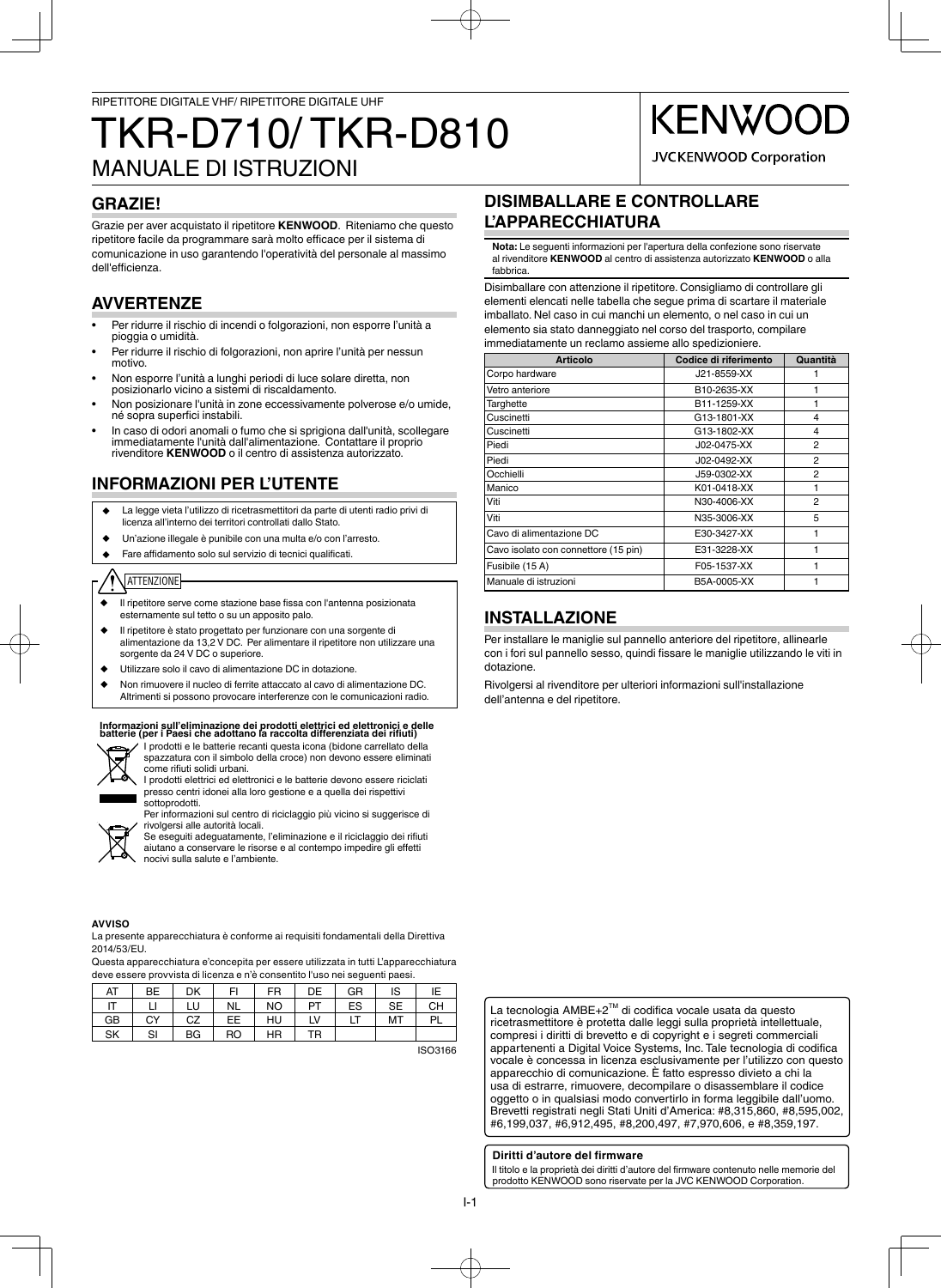RIPETITORE DIGITALE VHF/ RIPETITORE DIGITALE UHF

# TKR-D710/ TKR-D810
## MANUALE DI ISTRUZIONI

KENWOOD
JVCKENWOOD Corporation

## GRAZIE!

Grazie per aver acquistato il ripetitore **KENWOOD**. Riteniamo che questo ripetitore facile da programmare sarà molto efficace per il sistema di comunicazione in uso garantendo l'operatività del personale al massimo dell'efficienza.

## AVVERTENZE

- Per ridurre il rischio di incendi o folgorazioni, non esporre l'unità a pioggia o umidità.
- Per ridurre il rischio di folgorazioni, non aprire l'unità per nessun motivo.
- Non esporre l'unità a lunghi periodi di luce solare diretta, non posizionarlo vicino a sistemi di riscaldamento.
- Non posizionare l'unità in zone eccessivamente polverose e/o umide, né sopra superfici instabili.
- In caso di odori anomali o fumo che si sprigiona dall'unità, scollegare immediatamente l'unità dall'alimentazione. Contattare il proprio rivenditore **KENWOOD** o il centro di assistenza autorizzato.

## INFORMAZIONI PER L'UTENTE

- ◆ La legge vieta l'utilizzo di ricetrasmettitori da parte di utenti radio privi di licenza all'interno dei territori controllati dallo Stato.
- ◆ Un'azione illegale è punibile con una multa e/o con l'arresto.
- ◆ Fare affidamento solo sul servizio di tecnici qualificati.

**ATTENZIONE**

- ◆ Il ripetitore serve come stazione base fissa con l'antenna posizionata esternamente sul tetto o su un apposito palo.
- ◆ Il ripetitore è stato progettato per funzionare con una sorgente di alimentazione da 13,2 V DC. Per alimentare il ripetitore non utilizzare una sorgente da 24 V DC o superiore.
- ◆ Utilizzare solo il cavo di alimentazione DC in dotazione.
- ◆ Non rimuovere il nucleo di ferrite attaccato al cavo di alimentazione DC. Altrimenti si possono provocare interferenze con le comunicazioni radio.

**Informazioni sull'eliminazione dei prodotti elettrici ed elettronici e delle batterie (per i Paesi che adottano la raccolta differenziata dei rifiuti)**

I prodotti e le batterie recanti questa icona (bidone carrellato della spazzatura con il simbolo della croce) non devono essere eliminati come rifiuti solidi urbani.
I prodotti elettrici ed elettronici e le batterie devono essere riciclati presso centri idonei alla loro gestione e a quella dei rispettivi sottoprodotti.
Per informazioni sul centro di riciclaggio più vicino si suggerisce di rivolgersi alle autorità locali.
Se eseguiti adeguatamente, l'eliminazione e il riciclaggio dei rifiuti aiutano a conservare le risorse e al contempo impedire gli effetti nocivi sulla salute e l'ambiente.

**AVVISO**

La presente apparecchiatura è conforme ai requisiti fondamentali della Direttiva 2014/53/EU.

Questa apparecchiatura e'concepita per essere utilizzata in tutti L'apparecchiatura deve essere provvista di licenza e n'è consentito l'uso nei seguenti paesi.

| AT | BE | DK | FI | FR | DE | GR | IS | IE |
|---|---|---|---|---|---|---|---|---|
| IT | LI | LU | NL | NO | PT | ES | SE | CH |
| GB | CY | CZ | EE | HU | LV | LT | MT | PL |
| SK | SI | BG | RO | HR | TR | | | |

ISO3166

## DISIMBALLARE E CONTROLLARE L'APPARECCHIATURA

**Nota:** Le seguenti informazioni per l'apertura della confezione sono riservate al rivenditore **KENWOOD** al centro di assistenza autorizzato **KENWOOD** o alla fabbrica.

Disimballare con attenzione il ripetitore. Consigliamo di controllare gli elementi elencati nelle tabella che segue prima di scartare il materiale imballato. Nel caso in cui manchi un elemento, o nel caso in cui un elemento sia stato danneggiato nel corso del trasporto, compilare immediatamente un reclamo assieme allo spedizioniere.

| Articolo | Codice di riferimento | Quantità |
|---|---|---|
| Corpo hardware | J21-8559-XX | 1 |
| Vetro anteriore | B10-2635-XX | 1 |
| Targhette | B11-1259-XX | 1 |
| Cuscinetti | G13-1801-XX | 4 |
| Cuscinetti | G13-1802-XX | 4 |
| Piedi | J02-0475-XX | 2 |
| Piedi | J02-0492-XX | 2 |
| Occhielli | J59-0302-XX | 2 |
| Manico | K01-0418-XX | 1 |
| Viti | N30-4006-XX | 2 |
| Viti | N35-3006-XX | 5 |
| Cavo di alimentazione DC | E30-3427-XX | 1 |
| Cavo isolato con connettore (15 pin) | E31-3228-XX | 1 |
| Fusibile (15 A) | F05-1537-XX | 1 |
| Manuale di istruzioni | B5A-0005-XX | 1 |

## INSTALLAZIONE

Per installare le maniglie sul pannello anteriore del ripetitore, allinearle con i fori sul pannello sesso, quindi fissare le maniglie utilizzando le viti in dotazione.

Rivolgersi al rivenditore per ulteriori informazioni sull'installazione dell'antenna e del ripetitore.

La tecnologia AMBE+2™ di codifica vocale usata da questo ricetrasmettitore è protetta dalle leggi sulla proprietà intellettuale, compresi i diritti di brevetto e di copyright e i segreti commerciali appartenenti a Digital Voice Systems, Inc. Tale tecnologia di codifica vocale è concessa in licenza esclusivamente per l'utilizzo con questo apparecchio di comunicazione. È fatto espresso divieto a chi la usa di estrarre, rimuovere, decompilare o disassemblare il codice oggetto o in qualsiasi modo convertirlo in forma leggibile dall'uomo. Brevetti registrati negli Stati Uniti d'America: #8,315,860, #8,595,002, #6,199,037, #6,912,495, #8,200,497, #7,970,606, e #8,359,197.

**Diritti d'autore del firmware**

Il titolo e la proprietà dei diritti d'autore del firmware contenuto nelle memorie del prodotto KENWOOD sono riservate per la JVC KENWOOD Corporation.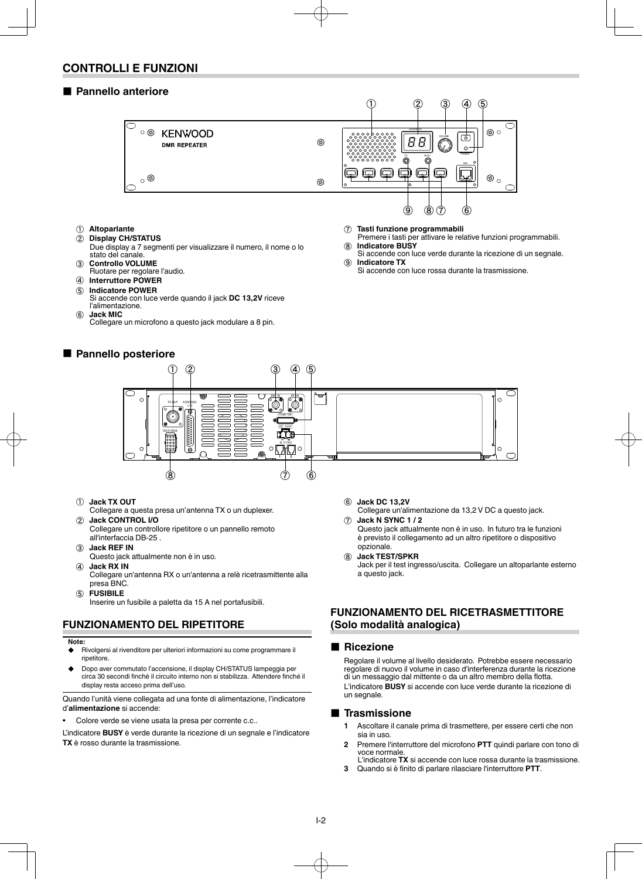## CONTROLLI E FUNZIONI

### ■ Pannello anteriore

① **Altoparlante**

② **Display CH/STATUS**
Due display a 7 segmenti per visualizzare il numero, il nome o lo stato del canale.

③ **Controllo VOLUME**
Ruotare per regolare l'audio.

④ **Interruttore POWER**

⑤ **Indicatore POWER**
Si accende con luce verde quando il jack **DC 13,2V** riceve l'alimentazione.

⑥ **Jack MIC**
Collegare un microfono a questo jack modulare a 8 pin.

⑦ **Tasti funzione programmabili**
Premere i tasti per attivare le relative funzioni programmabili.

⑧ **Indicatore BUSY**
Si accende con luce verde durante la ricezione di un segnale.

⑨ **Indicatore TX**
Si accende con luce rossa durante la trasmissione.

### ■ Pannello posteriore

① **Jack TX OUT**
Collegare a questa presa un'antenna TX o un duplexer.

② **Jack CONTROL I/O**
Collegare un controllore ripetitore o un pannello remoto all'interfaccia DB-25 .

③ **Jack REF IN**
Questo jack attualmente non è in uso.

④ **Jack RX IN**
Collegare un'antenna RX o un'antenna a relè ricetrasmittente alla presa BNC.

⑤ **FUSIBILE**
Inserire un fusibile a paletta da 15 A nel portafusibili.

⑥ **Jack DC 13,2V**
Collegare un'alimentazione da 13,2 V DC a questo jack.

⑦ **Jack N SYNC 1 / 2**
Questo jack attualmente non è in uso. In futuro tra le funzioni è previsto il collegamento ad un altro ripetitore o dispositivo opzionale.

⑧ **Jack TEST/SPKR**
Jack per il test ingresso/uscita. Collegare un altoparlante esterno a questo jack.

## FUNZIONAMENTO DEL RIPETITORE

**Note:**

- ◆ Rivolgersi al rivenditore per ulteriori informazioni su come programmare il ripetitore.
- ◆ Dopo aver commutato l'accensione, il display CH/STATUS lampeggia per circa 30 secondi finché il circuito interno non si stabilizza. Attendere finché il display resta acceso prima dell'uso.

Quando l'unità viene collegata ad una fonte di alimentazione, l'indicatore d'**alimentazione** si accende:

- Colore verde se viene usata la presa per corrente c.c..

L'indicatore **BUSY** è verde durante la ricezione di un segnale e l'indicatore **TX** è rosso durante la trasmissione.

## FUNZIONAMENTO DEL RICETRASMETTITORE (Solo modalità analogica)

### ■ Ricezione

Regolare il volume al livello desiderato. Potrebbe essere necessario regolare di nuovo il volume in caso d'interferenza durante la ricezione di un messaggio dal mittente o da un altro membro della flotta.

L'indicatore **BUSY** si accende con luce verde durante la ricezione di un segnale.

### ■ Trasmissione

1. Ascoltare il canale prima di trasmettere, per essere certi che non sia in uso.
2. Premere l'interruttore del microfono **PTT** quindi parlare con tono di voce normale.
   L'indicatore **TX** si accende con luce rossa durante la trasmissione.
3. Quando si è finito di parlare rilasciare l'interruttore **PTT**.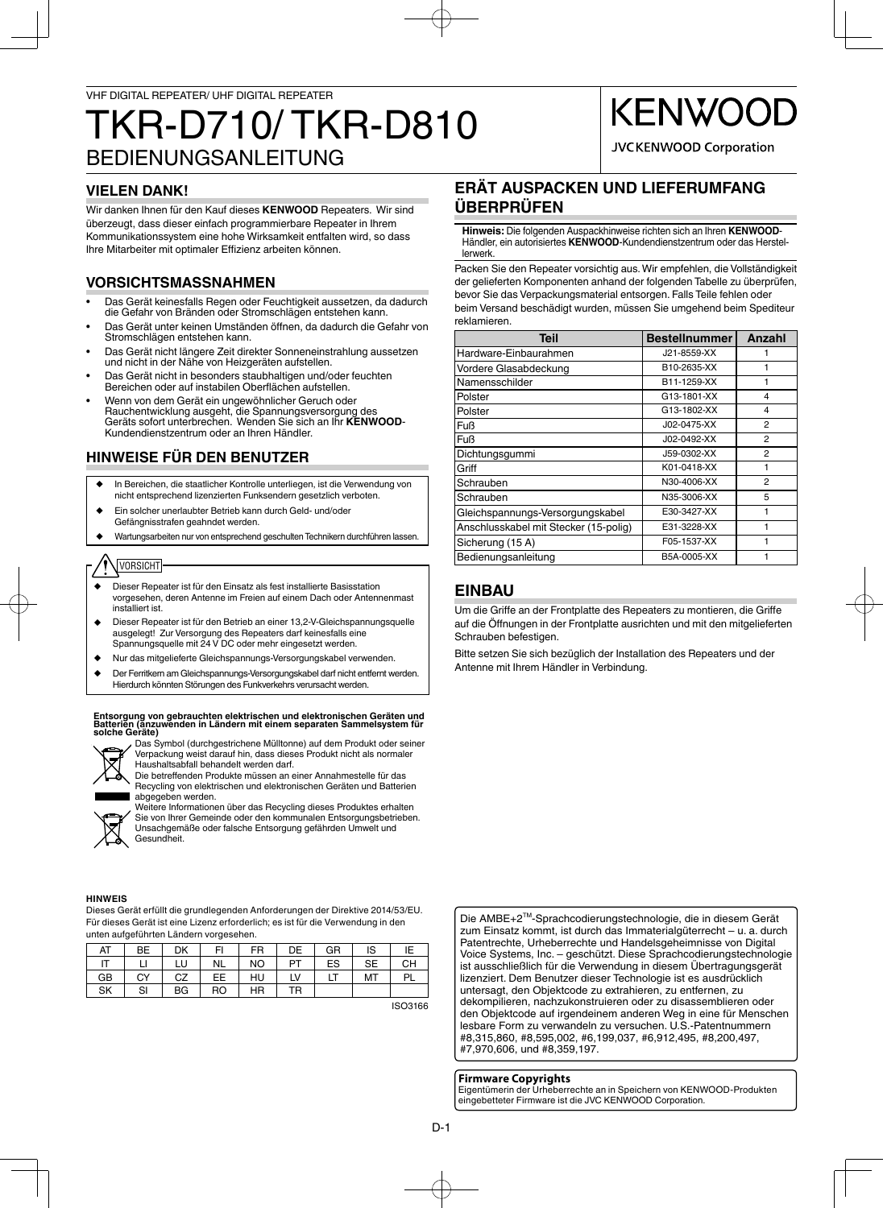VHF DIGITAL REPEATER/ UHF DIGITAL REPEATER

# TKR-D710/ TKR-D810

## BEDIENUNGSANLEITUNG

KENWOOD

JVCKENWOOD Corporation

## VIELEN DANK!

Wir danken Ihnen für den Kauf dieses **KENWOOD** Repeaters. Wir sind überzeugt, dass dieser einfach programmierbare Repeater in Ihrem Kommunikationssystem eine hohe Wirksamkeit entfalten wird, so dass Ihre Mitarbeiter mit optimaler Effizienz arbeiten können.

## VORSICHTSMASSNAHMEN

- Das Gerät keinesfalls Regen oder Feuchtigkeit aussetzen, da dadurch die Gefahr von Bränden oder Stromschlägen entstehen kann.
- Das Gerät unter keinen Umständen öffnen, da dadurch die Gefahr von Stromschlägen entstehen kann.
- Das Gerät nicht längere Zeit direkter Sonneneinstrahlung aussetzen und nicht in der Nähe von Heizgeräten aufstellen.
- Das Gerät nicht in besonders staubhaltigen und/oder feuchten Bereichen oder auf instabilen Oberflächen aufstellen.
- Wenn von dem Gerät ein ungewöhnlicher Geruch oder Rauchentwicklung ausgeht, die Spannungsversorgung des Geräts sofort unterbrechen. Wenden Sie sich an Ihr **KENWOOD**-Kundendienstzentrum oder an Ihren Händler.

## HINWEISE FÜR DEN BENUTZER

- ◆ In Bereichen, die staatlicher Kontrolle unterliegen, ist die Verwendung von nicht entsprechend lizenzierten Funksendern gesetzlich verboten.
- ◆ Ein solcher unerlaubter Betrieb kann durch Geld- und/oder Gefängnisstrafen geahndet werden.
- ◆ Wartungsarbeiten nur von entsprechend geschulten Technikern durchführen lassen.

**VORSICHT**

- ◆ Dieser Repeater ist für den Einsatz als fest installierte Basisstation vorgesehen, deren Antenne im Freien auf einem Dach oder Antennenmast installiert ist.
- ◆ Dieser Repeater ist für den Betrieb an einer 13,2-V-Gleichspannungsquelle ausgelegt! Zur Versorgung des Repeaters darf keinesfalls eine Spannungsquelle mit 24 V DC oder mehr eingesetzt werden.
- ◆ Nur das mitgelieferte Gleichspannungs-Versorgungskabel verwenden.
- ◆ Der Ferritkern am Gleichspannungs-Versorgungskabel darf nicht entfernt werden. Hierdurch könnten Störungen des Funkverkehrs verursacht werden.

**Entsorgung von gebrauchten elektrischen und elektronischen Geräten und Batterien (anzuwenden in Ländern mit einem separaten Sammelsystem für solche Geräte)**

Das Symbol (durchgestrichene Mülltonne) auf dem Produkt oder seiner Verpackung weist darauf hin, dass dieses Produkt nicht als normaler Haushaltsabfall behandelt werden darf.
Die betreffenden Produkte müssen an einer Annahmestelle für das Recycling von elektrischen und elektronischen Geräten und Batterien abgegeben werden.
Weitere Informationen über das Recycling dieses Produktes erhalten Sie von Ihrer Gemeinde oder den kommunalen Entsorgungsbetrieben.
Unsachgemäße oder falsche Entsorgung gefährden Umwelt und Gesundheit.

## ERÄT AUSPACKEN UND LIEFERUMFANG ÜBERPRÜFEN

**Hinweis:** Die folgenden Auspackhinweise richten sich an Ihren **KENWOOD**-Händler, ein autorisiertes **KENWOOD**-Kundendienstzentrum oder das Herstellerwerk.

Packen Sie den Repeater vorsichtig aus. Wir empfehlen, die Vollständigkeit der gelieferten Komponenten anhand der folgenden Tabelle zu überprüfen, bevor Sie das Verpackungsmaterial entsorgen. Falls Teile fehlen oder beim Versand beschädigt wurden, müssen Sie umgehend beim Spediteur reklamieren.

| Teil | Bestellnummer | Anzahl |
|---|---|---|
| Hardware-Einbaurahmen | J21-8559-XX | 1 |
| Vordere Glasabdeckung | B10-2635-XX | 1 |
| Namensschilder | B11-1259-XX | 1 |
| Polster | G13-1801-XX | 4 |
| Polster | G13-1802-XX | 4 |
| Fuß | J02-0475-XX | 2 |
| Fuß | J02-0492-XX | 2 |
| Dichtungsgummi | J59-0302-XX | 2 |
| Griff | K01-0418-XX | 1 |
| Schrauben | N30-4006-XX | 2 |
| Schrauben | N35-3006-XX | 5 |
| Gleichspannungs-Versorgungskabel | E30-3427-XX | 1 |
| Anschlusskabel mit Stecker (15-polig) | E31-3228-XX | 1 |
| Sicherung (15 A) | F05-1537-XX | 1 |
| Bedienungsanleitung | B5A-0005-XX | 1 |

## EINBAU

Um die Griffe an der Frontplatte des Repeaters zu montieren, die Griffe auf die Öffnungen in der Frontplatte ausrichten und mit den mitgelieferten Schrauben befestigen.

Bitte setzen Sie sich bezüglich der Installation des Repeaters und der Antenne mit Ihrem Händler in Verbindung.

**HINWEIS**

Dieses Gerät erfüllt die grundlegenden Anforderungen der Direktive 2014/53/EU.
Für dieses Gerät ist eine Lizenz erforderlich; es ist für die Verwendung in den unten aufgeführten Ländern vorgesehen.

| AT | BE | DK | FI | FR | DE | GR | IS | IE |
|---|---|---|---|---|---|---|---|---|
| IT | LI | LU | NL | NO | PT | ES | SE | CH |
| GB | CY | CZ | EE | HU | LV | LT | MT | PL |
| SK | SI | BG | RO | HR | TR | | | |

ISO3166

Die AMBE+2TM-Sprachcodierungstechnologie, die in diesem Gerät zum Einsatz kommt, ist durch das Immaterialgüterrecht – u. a. durch Patentrechte, Urheberrechte und Handelsgeheimnisse von Digital Voice Systems, Inc. – geschützt. Diese Sprachcodierungstechnologie ist ausschließlich für die Verwendung in diesem Übertragungsgerät lizenziert. Dem Benutzer dieser Technologie ist es ausdrücklich untersagt, den Objektcode zu extrahieren, zu entfernen, zu dekompilieren, nachzukonstruieren oder zu disassemblieren oder den Objektcode auf irgendeinem anderen Weg in eine für Menschen lesbare Form zu verwandeln zu versuchen. U.S.-Patentnummern #8,315,860, #8,595,002, #6,199,037, #6,912,495, #8,200,497, #7,970,606, und #8,359,197.

**Firmware Copyrights**
Eigentümerin der Urheberrechte an in Speichern von KENWOOD-Produkten eingebetteter Firmware ist die JVC KENWOOD Corporation.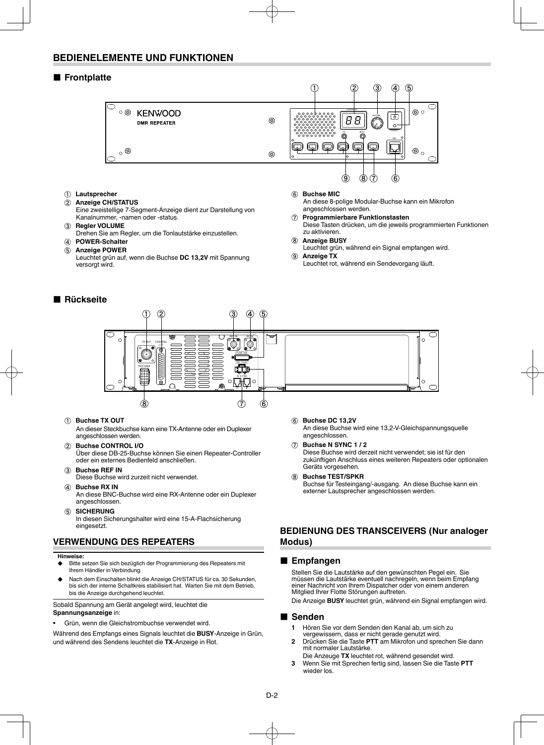## BEDIENELEMENTE UND FUNKTIONEN

### ■ Frontplatte

① **Lautsprecher**

② **Anzeige CH/STATUS**
Eine zweistellige 7-Segment-Anzeige dient zur Darstellung von Kanalnummer, -namen oder -status.

③ **Regler VOLUME**
Drehen Sie am Regler, um die Tonlautstärke einzustellen.

④ **POWER-Schalter**

⑤ **Anzeige POWER**
Leuchtet grün auf, wenn die Buchse **DC 13,2V** mit Spannung versorgt wird.

⑥ **Buchse MIC**
An diese 8-polige Modular-Buchse kann ein Mikrofon angeschlossen werden.

⑦ **Programmierbare Funktionstasten**
Diese Tasten drücken, um die jeweils programmierten Funktionen zu aktivieren.

⑧ **Anzeige BUSY**
Leuchtet grün, während ein Signal empfangen wird.

⑨ **Anzeige TX**
Leuchtet rot, während ein Sendevorgang läuft.

### ■ Rückseite

① **Buchse TX OUT**
An dieser Steckbuchse kann eine TX-Antenne oder ein Duplexer angeschlossen werden.

② **Buchse CONTROL I/O**
Über diese DB-25-Buchse können Sie einen Repeater-Controller oder ein externes Bedienfeld anschließen.

③ **Buchse REF IN**
Diese Buchse wird zurzeit nicht verwendet.

④ **Buchse RX IN**
An diese BNC-Buchse wird eine RX-Antenne oder ein Duplexer angeschlossen.

⑤ **SICHERUNG**
In diesen Sicherungshalter wird eine 15-A-Flachsicherung eingesetzt.

⑥ **Buchse DC 13,2V**
An diese Buchse wird eine 13,2-V-Gleichspannungsquelle angeschlossen.

⑦ **Buchse N SYNC 1 / 2**
Diese Buchse wird derzeit nicht verwendet; sie ist für den zukünftigen Anschluss eines weiteren Repeaters oder optionalen Geräts vorgesehen.

⑧ **Buchse TEST/SPKR**
Buchse für Testeingang/-ausgang. An diese Buchse kann ein externer Lautsprecher angeschlossen werden.

## VERWENDUNG DES REPEATERS

**Hinweise:**

◆ Bitte setzen Sie sich bezüglich der Programmierung des Repeaters mit Ihrem Händler in Verbindung.

◆ Nach dem Einschalten blinkt die Anzeige CH/STATUS für ca. 30 Sekunden, bis sich der interne Schaltkreis stabilisiert hat. Warten Sie mit dem Betrieb, bis die Anzeige durchgehend leuchtet.

Sobald Spannung am Gerät angelegt wird, leuchtet die **Spannungsanzeige** in:

- Grün, wenn die Gleichstrombuchse verwendet wird.

Während des Empfangs eines Signals leuchtet die **BUSY**-Anzeige in Grün, und während des Sendens leuchtet die **TX**-Anzeige in Rot.

## BEDIENUNG DES TRANSCEIVERS (Nur analoger Modus)

### ■ Empfangen

Stellen Sie die Lautstärke auf den gewünschten Pegel ein. Sie müssen die Lautstärke eventuell nachregeln, wenn beim Empfang einer Nachricht von Ihrem Dispatcher oder von einem anderen Mitglied Ihrer Flotte Störungen auftreten.

Die Anzeige **BUSY** leuchtet grün, während ein Signal empfangen wird.

### ■ Senden

1. Hören Sie vor dem Senden den Kanal ab, um sich zu vergewissern, dass er nicht gerade genutzt wird.
2. Drücken Sie die Taste **PTT** am Mikrofon und sprechen Sie dann mit normaler Lautstärke.
   Die Anzeige **TX** leuchtet rot, während gesendet wird.
3. Wenn Sie mit Sprechen fertig sind, lassen Sie die Taste **PTT** wieder los.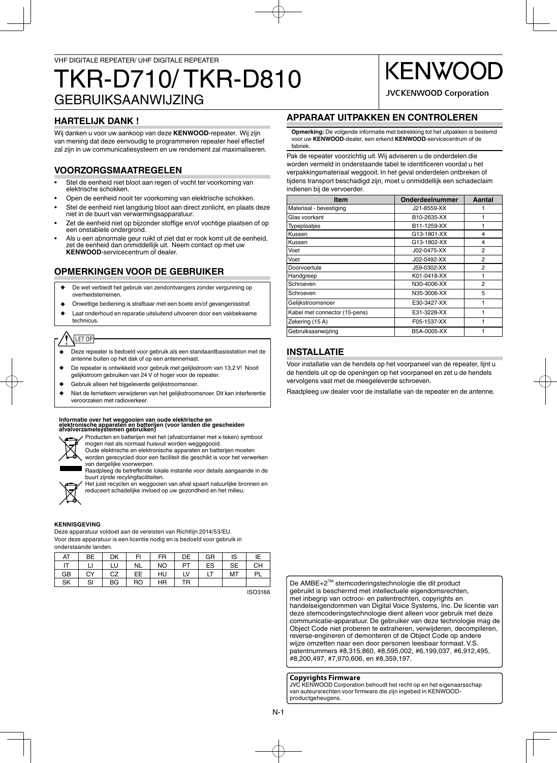VHF DIGITALE REPEATER/ UHF DIGITALE REPEATER

# TKR-D710/ TKR-D810

# GEBRUIKSAANWIJZING

KENWOOD

JVCKENWOOD Corporation

## HARTELIJK DANK !

Wij danken u voor uw aankoop van deze **KENWOOD**-repeater. Wij zijn van mening dat deze eenvoudig te programmeren repeater heel effectief zal zijn in uw communicatiesysteem en uw rendement zal maximaliseren.

## VOORZORGSMAATREGELEN

- Stel de eenheid niet bloot aan regen of vocht ter voorkoming van elektrische schokken.
- Open de eenheid nooit ter voorkoming van elektrische schokken.
- Stel de eenheid niet langdurig bloot aan direct zonlicht, en plaats deze niet in de buurt van verwarmingsapparatuur.
- Zet de eenheid niet op bijzonder stoffige en/of vochtige plaatsen of op een onstabiele ondergrond.
- Als u een abnormale geur ruikt of ziet dat er rook komt uit de eenheid, zet de eenheid dan onmiddellijk uit. Neem contact op met uw **KENWOOD**-servicecentrum of dealer.

## OPMERKINGEN VOOR DE GEBRUIKER

- ◆ De wet verbiedt het gebruik van zendontvangers zonder vergunning op overheidsterreinen.
- ◆ Onwettige bediening is strafbaar met een boete en/of gevangenisstraf.
- ◆ Laat onderhoud en reparatie uitsluitend uitvoeren door een vakbekwame technicus.

**LET OP**

- ◆ Deze repeater is bedoeld voor gebruik als een standaardbasisstation met de antenne buiten op het dak of op een antennemast.
- ◆ De repeater is ontwikkeld voor gebruik met gelijkstroom van 13,2 V! Nooit gelijkstroom gebruiken van 24 V of hoger voor de repeater.
- ◆ Gebruik alleen het bijgeleverde gelijkstroomsnoer.
- ◆ Niet de ferrietkern verwijderen van het gelijkstroomsnoer. Dit kan interferentie veroorzaken met radioverkeer.

**Informatie over het weggooien van oude elektrische en elektronische apparaten en batterijen (voor landen die gescheiden afvalverzamelsystemen gebruiken)**

Producten en batterijen met het (afvalcontainer met x-teken) symbool mogen niet als normaal huisvuil worden weggegooid.
Oude elektrische en elektronische apparaten en batterijen moeten worden gerecycled door een faciliteit die geschikt is voor het verwerken van dergelijke voorwerpen.
Raadpleeg de betreffende lokale instantie voor details aangaande in de buurt zijnde recylingfaciliteiten.
Het juist recyclen en weggooien van afval spaart natuurlijke bronnen en reduceert schadelijke invloed op uw gezondheid en het milieu.

**KENNISGEVING**

Deze apparatuur voldoet aan de vereisten van Richtlijn 2014/53/EU.
Voor deze apparatuur is een licentie nodig en is bedoeld voor gebruik in onderstaande landen.

| AT | BE | DK | FI | FR | DE | GR | IS | IE |
|---|---|---|---|---|---|---|---|---|
| IT | LI | LU | NL | NO | PT | ES | SE | CH |
| GB | CY | CZ | EE | HU | LV | LT | MT | PL |
| SK | SI | BG | RO | HR | TR | | | |

ISO3166

## APPARAAT UITPAKKEN EN CONTROLEREN

**Opmerking:** De volgende informatie met betrekking tot het uitpakken is bestemd voor uw **KENWOOD**-dealer, een erkend **KENWOOD**-servicecentrum of de fabriek.

Pak de repeater voorzichtig uit. Wij adviseren u de onderdelen die worden vermeld in onderstaande tabel te identificeren voordat u het verpakkingsmateriaal weggooit. In het geval onderdelen ontbreken of tijdens transport beschadigd zijn, moet u onmiddellijk een schadeclaim indienen bij de vervoerder.

| Item | Onderdeelnummer | Aantal |
|---|---|---|
| Materiaal - bevestiging | J21-8559-XX | 1 |
| Glas voorkant | B10-2635-XX | 1 |
| Typeplaatjes | B11-1259-XX | 1 |
| Kussen | G13-1801-XX | 4 |
| Kussen | G13-1802-XX | 4 |
| Voet | J02-0475-XX | 2 |
| Voet | J02-0492-XX | 2 |
| Doorvoertule | J59-0302-XX | 2 |
| Handgreep | K01-0418-XX | 1 |
| Schroeven | N30-4006-XX | 2 |
| Schroeven | N35-3006-XX | 5 |
| Gelijkstroomsnoer | E30-3427-XX | 1 |
| Kabel met connector (15-pens) | E31-3228-XX | 1 |
| Zekering (15 A) | F05-1537-XX | 1 |
| Gebruiksaanwijzing | B5A-0005-XX | 1 |

## INSTALLATIE

Voor installatie van de hendels op het voorpaneel van de repeater, lijnt u de hendels uit op de openingen op het voorpaneel en zet u de hendels vervolgens vast met de meegeleverde schroeven.

Raadpleeg uw dealer voor de installatie van de repeater en de antenne.

De AMBE+2™ stemcoderingstechnologie die dit product gebruikt is beschermd met intellectuele eigendomsrechten, met inbegrip van octrooi- en patentrechten, copyrights en handelseigendommen van Digital Voice Systems, Inc. De licentie van deze stemcoderingstechnologie dient alleen voor gebruik met deze communicatie-apparatuur. De gebruiker van deze technologie mag de Object Code niet proberen te extraheren, verwijderen, decompileren, reverse-engineren of demonteren of de Object Code op andere wijze omzetten naar een door personen leesbaar formaat. V.S. patentnummers #8,315,860, #8,595,002, #6,199,037, #6,912,495, #8,200,497, #7,970,606, en #8,359,197.

**Copyrights Firmware**

JVC KENWOOD Corporation behoudt het recht op en het eigenaarsschap van auteursrechten voor firmware die zijn ingebed in KENWOOD-productgeheugens.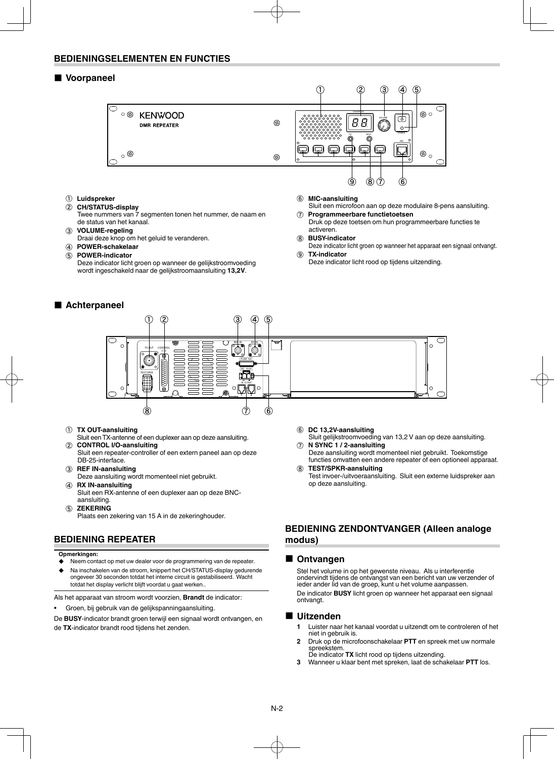## BEDIENINGSELEMENTEN EN FUNCTIES

### ■ Voorpaneel

① **Luidspreker**

② **CH/STATUS-display**
Twee nummers van 7 segmenten tonen het nummer, de naam en de status van het kanaal.

③ **VOLUME-regeling**
Draai deze knop om het geluid te veranderen.

④ **POWER-schakelaar**

⑤ **POWER-indicator**
Deze indicator licht groen op wanneer de gelijkstroomvoeding wordt ingeschakeld naar de gelijkstroomaansluiting **13,2V**.

⑥ **MIC-aansluiting**
Sluit een microfoon aan op deze modulaire 8-pens aansluiting.

⑦ **Programmeerbare functietoetsen**
Druk op deze toetsen om hun programmeerbare functies te activeren.

⑧ **BUSY-indicator**
Deze indicator licht groen op wanneer het apparaat een signaal ontvangt.

⑨ **TX-indicator**
Deze indicator licht rood op tijdens uitzending.

### ■ Achterpaneel

① **TX OUT-aansluiting**
Sluit een TX-antenne of een duplexer aan op deze aansluiting.

② **CONTROL I/O-aansluiting**
Sluit een repeater-controller of een extern paneel aan op deze DB-25-interface.

③ **REF IN-aansluiting**
Deze aansluiting wordt momenteel niet gebruikt.

④ **RX IN-aansluiting**
Sluit een RX-antenne of een duplexer aan op deze BNC-aansluiting.

⑤ **ZEKERING**
Plaats een zekering van 15 A in de zekeringhouder.

⑥ **DC 13,2V-aansluiting**
Sluit gelijkstroomvoeding van 13,2 V aan op deze aansluiting.

⑦ **N SYNC 1 / 2-aansluiting**
Deze aansluiting wordt momenteel niet gebruikt. Toekomstige functies omvatten een andere repeater of een optioneel apparaat.

⑧ **TEST/SPKR-aansluiting**
Test invoer-/uitvoeraansluiting. Sluit een externe luidspreker aan op deze aansluiting.

## BEDIENING REPEATER

**Opmerkingen:**

- ◆ Neem contact op met uw dealer voor de programmering van de repeater.
- ◆ Na inschakelen van de stroom, knippert het CH/STATUS-display gedurende ongeveer 30 seconden totdat het interne circuit is gestabiliseerd. Wacht totdat het display verlicht blijft voordat u gaat werken..

Als het apparaat van stroom wordt voorzien, **Brandt** de indicator:

- Groen, bij gebruik van de gelijkspanningaansluiting.

De **BUSY**-indicator brandt groen terwijl een signaal wordt ontvangen, en de **TX**-indicator brandt rood tijdens het zenden.

## BEDIENING ZENDONTVANGER (Alleen analoge modus)

### ■ Ontvangen

Stel het volume in op het gewenste niveau. Als u interferentie ondervindt tijdens de ontvangst van een bericht van uw verzender of ieder ander lid van de groep, kunt u het volume aanpassen.

De indicator **BUSY** licht groen op wanneer het apparaat een signaal ontvangt.

### ■ Uitzenden

1. Luister naar het kanaal voordat u uitzendt om te controleren of het niet in gebruik is.
2. Druk op de microfoonschakelaar **PTT** en spreek met uw normale spreekstem.
De indicator **TX** licht rood op tijdens uitzending.
3. Wanneer u klaar bent met spreken, laat de schakelaar **PTT** los.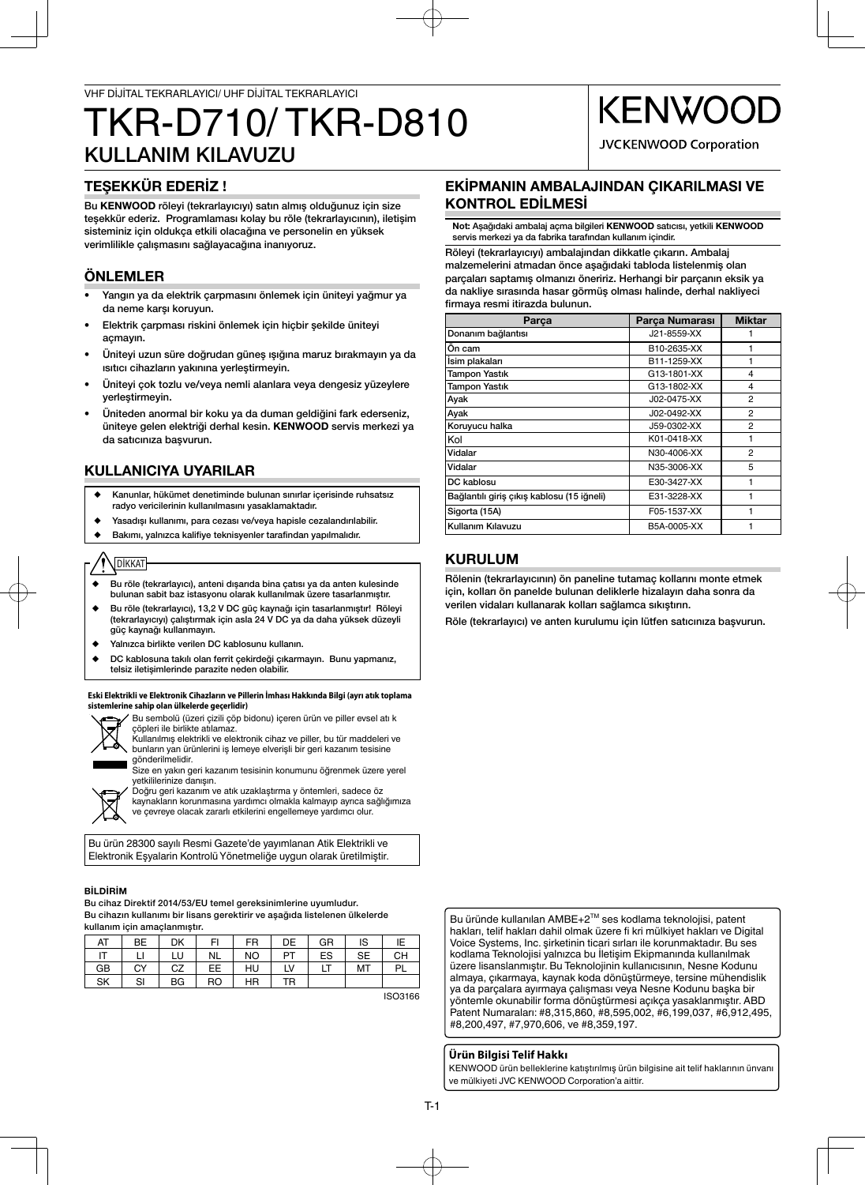VHF DİJİTAL TEKRARLAYICI/ UHF DİJİTAL TEKRARLAYICI

# TKR-D710/ TKR-D810

# KULLANIM KILAVUZU

KENWOOD

JVCKENWOOD Corporation

## TEŞEKKÜR EDERİZ !

Bu **KENWOOD** röleyi (tekrarlayıcıyı) satın almış olduğunuz için size teşekkür ederiz. Programlaması kolay bu röle (tekrarlayıcının), iletişim sisteminiz için oldukça etkili olacağına ve personelin en yüksek verimlilikle çalışmasını sağlayacağına inanıyoruz.

## ÖNLEMLER

- Yangın ya da elektrik çarpmasını önlemek için üniteyi yağmur ya da neme karşı koruyun.
- Elektrik çarpması riskini önlemek için hiçbir şekilde üniteyi açmayın.
- Üniteyi uzun süre doğrudan güneş ışığına maruz bırakmayın ya da ısıtıcı cihazların yakınına yerleştirmeyin.
- Üniteyi çok tozlu ve/veya nemli alanlara veya dengesiz yüzeylere yerleştirmeyin.
- Üniteden anormal bir koku ya da duman geldiğini fark ederseniz, üniteye gelen elektriği derhal kesin. **KENWOOD** servis merkezi ya da satıcınıza başvurun.

## KULLANICIYA UYARILAR

- ◆ Kanunlar, hükümet denetiminde bulunan sınırlar içerisinde ruhsatsız radyo vericilerinin kullanılmasını yasaklamaktadır.
- ◆ Yasadışı kullanımı, para cezası ve/veya hapisle cezalandırılabilir.
- ◆ Bakımı, yalnızca kalifiye teknisyenler tarafından yapılmalıdır.

DİKKAT

- ◆ Bu röle (tekrarlayıcı), anteni dışarıda bina çatısı ya da anten kulesinde bulunan sabit baz istasyonu olarak kullanılmak üzere tasarlanmıştır.
- ◆ Bu röle (tekrarlayıcı), 13,2 V DC güç kaynağı için tasarlanmıştır! Röleyi (tekrarlayıcıyı) çalıştırmak için asla 24 V DC ya da daha yüksek düzeyli güç kaynağı kullanmayın.
- ◆ Yalnızca birlikte verilen DC kablosunu kullanın.
- ◆ DC kablosuna takılı olan ferrit çekirdeği çıkarmayın. Bunu yapmanız, telsiz iletişimlerinde parazite neden olabilir.

**Eski Elektrikli ve Elektronik Cihazların ve Pillerin İmhası Hakkında Bilgi (ayrı atık toplama sistemlerine sahip olan ülkelerde geçerlidir)**

Bu sembolü (üzeri çizili çöp bidonu) içeren ürün ve piller evsel atı k çöpleri ile birlikte atılamaz.
Kullanılmış elektrikli ve elektronik cihaz ve piller, bu tür maddeleri ve bunların yan ürünlerini iş lemeye elverişli bir geri kazanım tesisine gönderilmelidir.
Size en yakın geri kazanım tesisinin konumunu öğrenmek üzere yerel yetkililerinize danışın.
Doğru geri kazanım ve atık uzaklaştırma y öntemleri, sadece öz kaynakların korunmasına yardımcı olmakla kalmayıp ayrıca sağlığımıza ve çevreye olacak zararlı etkilerini engellemeye yardımcı olur.

Bu ürün 28300 sayılı Resmi Gazete'de yayımlanan Atik Elektrikli ve Elektronik Eşyalarin Kontrolü Yönetmeliğe uygun olarak üretilmiştir.

**BİLDİRİM**

Bu cihaz Direktif 2014/53/EU temel gereksinimlerine uyumludur.
Bu cihazın kullanımı bir lisans gerektirir ve aşağıda listelenen ülkelerde kullanım için amaçlanmıştır.

| AT | BE | DK | FI | FR | DE | GR | IS | IE |
|---|---|---|---|---|---|---|---|---|
| IT | LI | LU | NL | NO | PT | ES | SE | CH |
| GB | CY | CZ | EE | HU | LV | LT | MT | PL |
| SK | SI | BG | RO | HR | TR | | | |

ISO3166

## EKİPMANIN AMBALAJINDAN ÇIKARILMASI VE KONTROL EDİLMESİ

**Not:** Aşağıdaki ambalaj açma bilgileri **KENWOOD** satıcısı, yetkili **KENWOOD** servis merkezi ya da fabrika tarafından kullanım içindir.

Röleyi (tekrarlayıcıyı) ambalajından dikkatle çıkarın. Ambalaj malzemelerini atmadan önce aşağıdaki tabloda listelenmiş olan parçaları saptamış olmanızı öneririz. Herhangi bir parçanın eksik ya da nakliye sırasında hasar görmüş olması halinde, derhal nakliyeci firmaya resmi itirazda bulunun.

| Parça | Parça Numarası | Miktar |
|---|---|---|
| Donanım bağlantısı | J21-8559-XX | 1 |
| Ön cam | B10-2635-XX | 1 |
| İsim plakaları | B11-1259-XX | 1 |
| Tampon Yastık | G13-1801-XX | 4 |
| Tampon Yastık | G13-1802-XX | 4 |
| Ayak | J02-0475-XX | 2 |
| Ayak | J02-0492-XX | 2 |
| Koruyucu halka | J59-0302-XX | 2 |
| Kol | K01-0418-XX | 1 |
| Vidalar | N30-4006-XX | 2 |
| Vidalar | N35-3006-XX | 5 |
| DC kablosu | E30-3427-XX | 1 |
| Bağlantılı giriş çıkış kablosu (15 iğneli) | E31-3228-XX | 1 |
| Sigorta (15A) | F05-1537-XX | 1 |
| Kullanım Kılavuzu | B5A-0005-XX | 1 |

## KURULUM

Rölenin (tekrarlayıcının) ön paneline tutamaç kollarını monte etmek için, kolları ön panelde bulunan deliklerle hizalayın daha sonra da verilen vidaları kullanarak kolları sağlamca sıkıştırın.

Röle (tekrarlayıcı) ve anten kurulumu için lütfen satıcınıza başvurun.

Bu üründe kullanılan AMBE+2™ ses kodlama teknolojisi, patent hakları, telif hakları dahil olmak üzere fi kri mülkiyet hakları ve Digital Voice Systems, Inc. şirketinin ticari sırları ile korunmaktadır. Bu ses kodlama Teknolojisi yalnızca bu İletişim Ekipmanında kullanılmak üzere lisanslanmıştır. Bu Teknolojinin kullanıcısının, Nesne Kodunu almaya, çıkarmaya, kaynak koda dönüştürmeye, tersine mühendislik ya da parçalara ayırmaya çalışması veya Nesne Kodunu başka bir yöntemle okunabilir forma dönüştürmesi açıkça yasaklanmıştır. ABD Patent Numaraları: #8,315,860, #8,595,002, #6,199,037, #6,912,495, #8,200,497, #7,970,606, ve #8,359,197.

**Ürün Bilgisi Telif Hakkı**

KENWOOD ürün belleklerine katıştırılmış ürün bilgisine ait telif haklarının ünvanı ve mülkiyeti JVC KENWOOD Corporation'a aittir.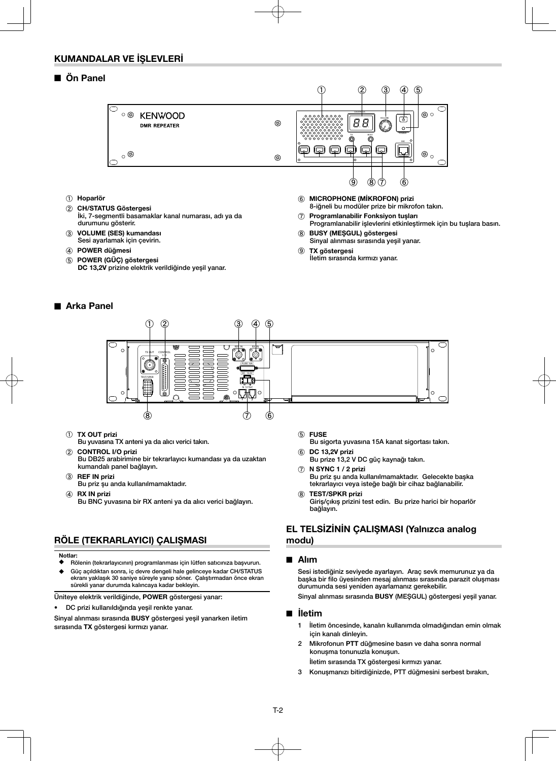## KUMANDALAR VE İŞLEVLERİ

### ■ Ön Panel

① **Hoparlör**

② **CH/STATUS Göstergesi**
İki, 7-segmentli basamaklar kanal numarası, adı ya da durumunu gösterir.

③ **VOLUME (SES) kumandası**
Sesi ayarlamak için çevirin.

④ **POWER düğmesi**

⑤ **POWER (GÜÇ) göstergesi**
**DC 13,2V** prizine elektrik verildiğinde yeşil yanar.

⑥ **MICROPHONE (MİKROFON) prizi**
8-iğneli bu modüler prize bir mikrofon takın.

⑦ **Programlanabilir Fonksiyon tuşları**
Programlanabilir işlevlerini etkinleştirmek için bu tuşlara basın.

⑧ **BUSY (MEŞGUL) göstergesi**
Sinyal alınması sırasında yeşil yanar.

⑨ **TX göstergesi**
İletim sırasında kırmızı yanar.

### ■ Arka Panel

① **TX OUT prizi**
Bu yuvasına TX anteni ya da alıcı verici takın.

② **CONTROL I/O prizi**
Bu DB25 arabirimine bir tekrarlayıcı kumandası ya da uzaktan kumandalı panel bağlayın.

③ **REF IN prizi**
Bu priz şu anda kullanılmamaktadır.

④ **RX IN prizi**
Bu BNC yuvasına bir RX anteni ya da alıcı verici bağlayın.

⑤ **FUSE**
Bu sigorta yuvasına 15A kanat sigortası takın.

⑥ **DC 13,2V prizi**
Bu prize 13,2 V DC güç kaynağı takın.

⑦ **N SYNC 1 / 2 prizi**
Bu priz şu anda kullanılmamaktadır. Gelecekte başka tekrarlayıcı veya isteğe bağlı bir cihaz bağlanabilir.

⑧ **TEST/SPKR prizi**
Giriş/çıkış prizini test edin. Bu prize harici bir hoparlör bağlayın.

## RÖLE (TEKRARLAYICI) ÇALIŞMASI

**Notlar:**

- ◆ Rölenin (tekrarlayıcının) programlanması için lütfen satıcınıza başvurun.
- ◆ Güç açıldıktan sonra, iç devre dengeli hale gelinceye kadar CH/STATUS ekranı yaklaşık 30 saniye süreyle yanıp söner. Çalıştırmadan önce ekran sürekli yanar durumda kalıncaya kadar bekleyin.

Üniteye elektrik verildiğinde, **POWER** göstergesi yanar:

- DC prizi kullanıldığında yeşil renkte yanar.

Sinyal alınması sırasında **BUSY** göstergesi yeşil yanarken iletim sırasında **TX** göstergesi kırmızı yanar.

## EL TELSİZİNİN ÇALIŞMASI (Yalnızca analog modu)

### ■ Alım

Sesi istediğiniz seviyede ayarlayın. Araç sevk memurunuz ya da başka bir filo üyesinden mesaj alınması sırasında parazit oluşması durumunda sesi yeniden ayarlamanız gerekebilir.

Sinyal alınması sırasında **BUSY** (MEŞGUL) göstergesi yeşil yanar.

### ■ İletim

1. İletim öncesinde, kanalın kullanımda olmadığından emin olmak için kanalı dinleyin.
2. Mikrofonun **PTT** düğmesine basın ve daha sonra normal konuşma tonunuzla konuşun.
   İletim sırasında TX göstergesi kırmızı yanar.
3. Konuşmanızı bitirdiğinizde, PTT düğmesini serbest bırakın.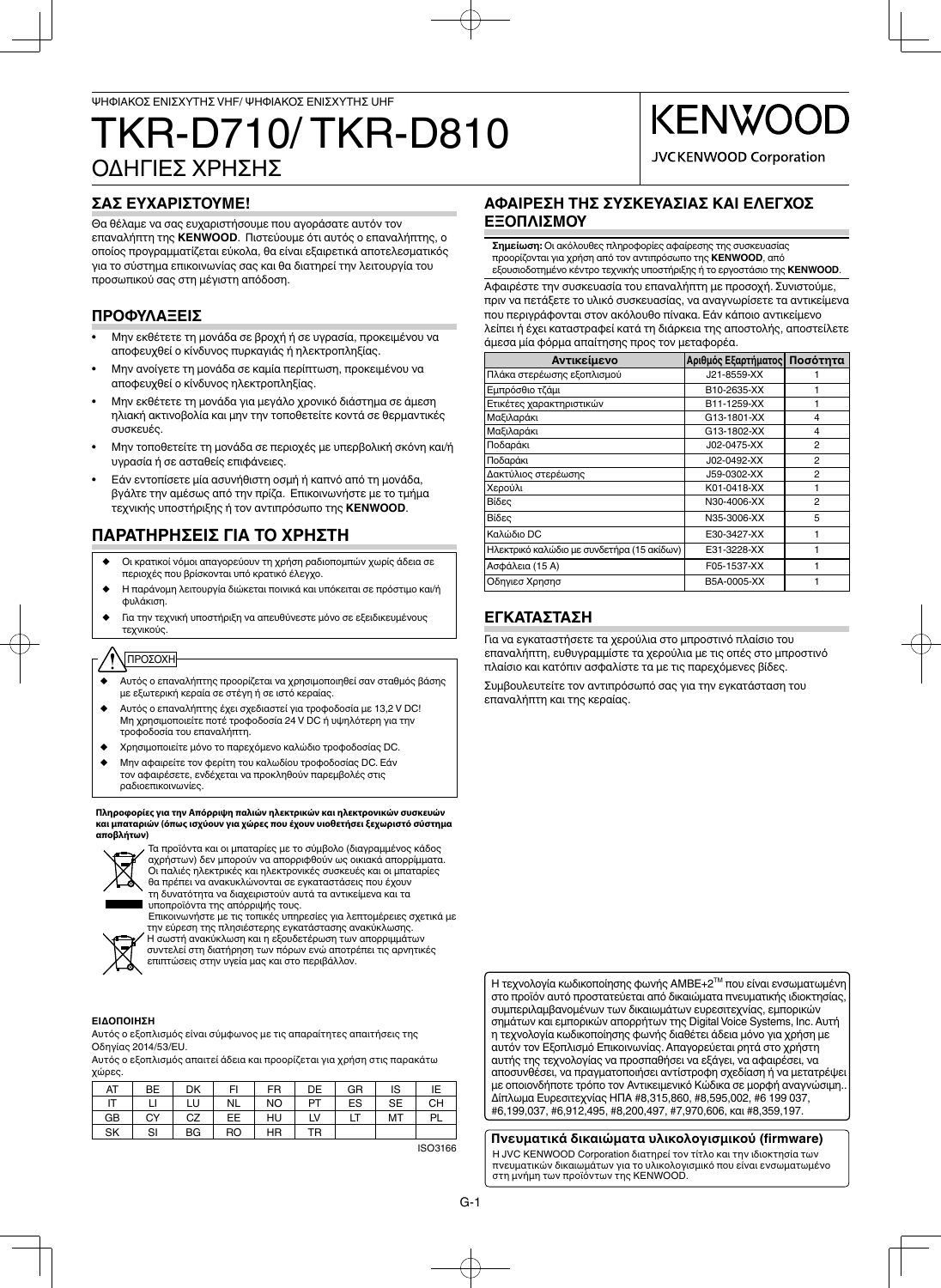ΨΗΦΙΑΚΟΣ ΕΝΙΣΧΥΤΗΣ VHF/ ΨΗΦΙΑΚΟΣ ΕΝΙΣΧΥΤΗΣ UHF

# TKR-D710/ TKR-D810

## ΟΔΗΓΙΕΣ ΧΡΗΣΗΣ

KENWOOD

JVCKENWOOD Corporation

## ΣΑΣ ΕΥΧΑΡΙΣΤΟΥΜΕ!

Θα θέλαμε να σας ευχαριστήσουμε που αγοράσατε αυτόν τον επαναλήπτη της **KENWOOD**. Πιστεύουμε ότι αυτός ο επαναλήπτης, ο οποίος προγραμματίζεται εύκολα, θα είναι εξαιρετικά αποτελεσματικός για το σύστημα επικοινωνίας σας και θα διατηρεί την λειτουργία του προσωπικού σας στη μέγιστη απόδοση.

## ΠΡΟΦΥΛΑΞΕΙΣ

- Μην εκθέτετε τη μονάδα σε βροχή ή σε υγρασία, προκειμένου να αποφευχθεί ο κίνδυνος πυρκαγιάς ή ηλεκτροπληξίας.
- Μην ανοίγετε τη μονάδα σε καμία περίπτωση, προκειμένου να αποφευχθεί ο κίνδυνος ηλεκτροπληξίας.
- Μην εκθέτετε τη μονάδα για μεγάλο χρονικό διάστημα σε άμεση ηλιακή ακτινοβολία και μην την τοποθετείτε κοντά σε θερμαντικές συσκευές.
- Μην τοποθετείτε τη μονάδα σε περιοχές με υπερβολική σκόνη και/ή υγρασία ή σε ασταθείς επιφάνειες.
- Εάν εντοπίσετε μία ασυνήθιστη οσμή ή καπνό από τη μονάδα, βγάλτε την αμέσως από την πρίζα. Επικοινωνήστε με το τμήμα τεχνικής υποστήριξης ή τον αντιπρόσωπο της **KENWOOD**.

## ΠΑΡΑΤΗΡΗΣΕΙΣ ΓΙΑ ΤΟ ΧΡΗΣΤΗ

- ◆ Οι κρατικοί νόμοι απαγορεύουν τη χρήση ραδιοπομπών χωρίς άδεια σε περιοχές που βρίσκονται υπό κρατικό έλεγχο.
- ◆ Η παράνομη λειτουργία διώκεται ποινικά και υπόκειται σε πρόστιμο και/ή φυλάκιση.
- ◆ Για την τεχνική υποστήριξη να απευθύνεστε μόνο σε εξειδικευμένους τεχνικούς.

**ΠΡΟΣΟΧΗ**

- ◆ Αυτός ο επαναλήπτης προορίζεται να χρησιμοποιηθεί σαν σταθμός βάσης με εξωτερική κεραία σε στέγη ή σε ιστό κεραίας.
- ◆ Αυτός ο επαναλήπτης έχει σχεδιαστεί για τροφοδοσία με 13,2 V DC! Μη χρησιμοποιείτε ποτέ τροφοδοσία 24 V DC ή υψηλότερη για την τροφοδοσία του επαναλήπτη.
- ◆ Χρησιμοποιείτε μόνο το παρεχόμενο καλώδιο τροφοδοσίας DC.
- ◆ Μην αφαιρείτε τον φερίτη του καλωδίου τροφοδοσίας DC. Εάν τον αφαιρέσετε, ενδέχεται να προκληθούν παρεμβολές στις ραδιοεπικοινωνίες.

**Πληροφορίες για την Απόρριψη παλιών ηλεκτρικών και ηλεκτρονικών συσκευών και μπαταριών (όπως ισχύουν για χώρες που έχουν υιοθετήσει ξεχωριστό σύστημα αποβλήτων)**

Τα προϊόντα και οι μπαταρίες με το σύμβολο (διαγραμμένος κάδος αχρήστων) δεν μπορούν να απορριφθούν ως οικιακά απορρίμματα. Οι παλιές ηλεκτρικές και ηλεκτρονικές συσκευές και οι μπαταρίες θα πρέπει να ανακυκλώνονται σε εγκαταστάσεις που έχουν τη δυνατότητα να διαχειριστούν αυτά τα αντικείμενα και τα υποπροϊόντα της απόρριψής τους.
Επικοινωνήστε με τις τοπικές υπηρεσίες για λεπτομέρειες σχετικά με την εύρεση της πλησιέστερης εγκατάστασης ανακύκλωσης.
Η σωστή ανακύκλωση και η εξουδετέρωση των απορριμμάτων συντελεί στη διατήρηση των πόρων ενώ αποτρέπει τις αρνητικές επιπτώσεις στην υγεία μας και στο περιβάλλον.

**ΕΙΔΟΠΟΙΗΣΗ**

Αυτός ο εξοπλισμός είναι σύμφωνος με τις απαραίτητες απαιτήσεις της Οδηγίας 2014/53/EU.

Αυτός ο εξοπλισμός απαιτεί άδεια και προορίζεται για χρήση στις παρακάτω χώρες.

| AT | BE | DK | FI | FR | DE | GR | IS | IE |
|---|---|---|---|---|---|---|---|---|
| IT | LI | LU | NL | NO | PT | ES | SE | CH |
| GB | CY | CZ | EE | HU | LV | LT | MT | PL |
| SK | SI | BG | RO | HR | TR | | | |

ISO3166

## ΑΦΑΙΡΕΣΗ ΤΗΣ ΣΥΣΚΕΥΑΣΙΑΣ ΚΑΙ ΕΛΕΓΧΟΣ ΕΞΟΠΛΙΣΜΟΥ

**Σημείωση:** Οι ακόλουθες πληροφορίες αφαίρεσης της συσκευασίας προορίζονται για χρήση από τον αντιπρόσωπο της **KENWOOD**, από εξουσιοδοτημένο κέντρο τεχνικής υποστήριξης ή το εργοστάσιο της **KENWOOD**.

Αφαιρέστε την συσκευασία του επαναλήπτη με προσοχή. Συνιστούμε, πριν να πετάξετε το υλικό συσκευασίας, να αναγνωρίσετε τα αντικείμενα που περιγράφονται στον ακόλουθο πίνακα. Εάν κάποιο αντικείμενο λείπει ή έχει καταστραφεί κατά τη διάρκεια της αποστολής, αποστείλετε άμεσα μία φόρμα απαίτησης προς τον μεταφορέα.

| Αντικείμενο | Αριθμός Εξαρτήματος | Ποσότητα |
|---|---|---|
| Πλάκα στερέωσης εξοπλισμού | J21-8559-XX | 1 |
| Εμπρόσθιο τζάμι | B10-2635-XX | 1 |
| Ετικέτες χαρακτηριστικών | B11-1259-XX | 1 |
| Μαξιλαράκι | G13-1801-XX | 4 |
| Μαξιλαράκι | G13-1802-XX | 4 |
| Ποδαράκι | J02-0475-XX | 2 |
| Ποδαράκι | J02-0492-XX | 2 |
| Δακτύλιος στερέωσης | J59-0302-XX | 2 |
| Χερούλι | K01-0418-XX | 1 |
| Βίδες | N30-4006-XX | 2 |
| Βίδες | N35-3006-XX | 5 |
| Καλώδιο DC | E30-3427-XX | 1 |
| Ηλεκτρικό καλώδιο με συνδετήρα (15 ακίδων) | E31-3228-XX | 1 |
| Ασφάλεια (15 A) | F05-1537-XX | 1 |
| Οδηγιες Χρησησ | B5A-0005-XX | 1 |

## ΕΓΚΑΤΑΣΤΑΣΗ

Για να εγκαταστήσετε τα χερούλια στο μπροστινό πλαίσιο του επαναλήπτη, ευθυγραμμίστε τα χερούλια με τις οπές στο μπροστινό πλαίσιο και κατόπιν ασφαλίστε τα με τις παρεχόμενες βίδες.

Συμβουλευτείτε τον αντιπρόσωπό σας για την εγκατάσταση του επαναλήπτη και της κεραίας.

Η τεχνολογία κωδικοποίησης φωνής AMBE+2™ που είναι ενσωματωμένη στο προϊόν αυτό προστατεύεται από δικαιώματα πνευματικής ιδιοκτησίας, συμπεριλαμβανομένων των δικαιωμάτων ευρεσιτεχνίας, εμπορικών σημάτων και εμπορικών απορρήτων της Digital Voice Systems, Inc. Αυτή η τεχνολογία κωδικοποίησης φωνής διαθέτει άδεια μόνο για χρήση με αυτόν τον Εξοπλισμό Επικοινωνίας. Απαγορεύεται ρητά στο χρήστη αυτής της τεχνολογίας να προσπαθήσει να εξάγει, να αφαιρέσει, να αποσυνθέσει, να πραγματοποιήσει αντίστροφη σχεδίαση ή να μετατρέψει με οποιονδήποτε τρόπο τον Αντικειμενικό Κώδικα σε μορφή αναγνώσιμη.. Δίπλωμα Ευρεσιτεχνίας ΗΠΑ #8,315,860, #8,595,002, #6 199 037, #6,199,037, #6,912,495, #8,200,497, #7,970,606, και #8,359,197.

**Πνευματικά δικαιώματα υλικολογισμικού (firmware)**

Η JVC KENWOOD Corporation διατηρεί τον τίτλο και την ιδιοκτησία των πνευματικών δικαιωμάτων για το υλικολογισμικό που είναι ενσωματωμένο στη μνήμη των προϊόντων της KENWOOD.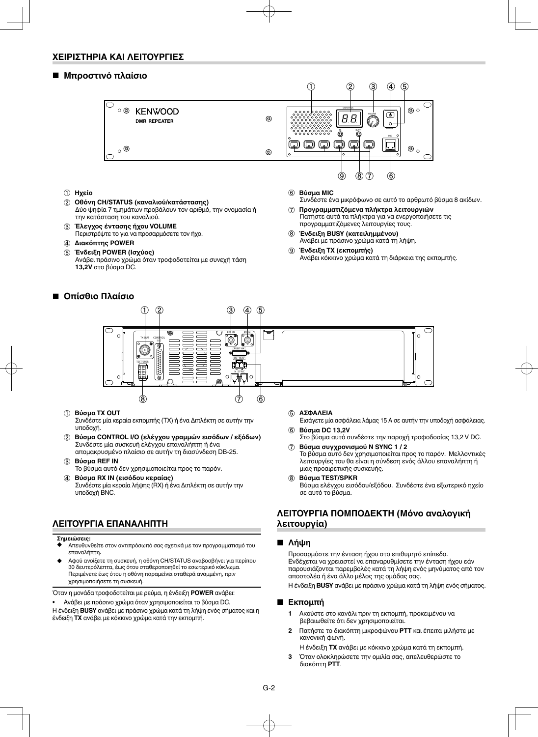## ΧΕΙΡΙΣΤΗΡΙΑ ΚΑΙ ΛΕΙΤΟΥΡΓΙΕΣ

### ■ Μπροστινό πλαίσιο

① **Ηχείο**

② **Οθόνη CH/STATUS (καναλιού/κατάστασης)**
Δύο ψηφία 7 τμημάτων προβάλουν τον αριθμό, την ονομασία ή την κατάσταση του καναλιού.

③ **Έλεγχος έντασης ήχου VOLUME**
Περιστρέψτε το για να προσαρμόσετε τον ήχο.

④ **Διακόπτης POWER**

⑤ **Ένδειξη POWER (Ισχύος)**
Ανάβει πράσινο χρώμα όταν τροφοδοτείται με συνεχή τάση **13,2V** στο βύσμα DC.

⑥ **Βύσμα MIC**
Συνδέστε ένα μικρόφωνο σε αυτό το αρθρωτό βύσμα 8 ακίδων.

⑦ **Προγραμματιζόμενα πλήκτρα λειτουργιών**
Πατήστε αυτά τα πλήκτρα για να ενεργοποιήσετε τις προγραμματιζόμενες λειτουργίες τους.

⑧ **Ένδειξη BUSY (κατειλημμένου)**
Ανάβει με πράσινο χρώμα κατά τη λήψη.

⑨ **Ένδειξη TX (εκπομπής)**
Ανάβει κόκκινο χρώμα κατά τη διάρκεια της εκπομπής.

### ■ Οπίσθιο Πλαίσιο

① **Βύσμα TX OUT**
Συνδέστε μία κεραία εκπομπής (TX) ή ένα Διπλέκτη σε αυτήν την υποδοχή.

② **Βύσμα CONTROL I/O (ελέγχου γραμμών εισόδων / εξόδων)**
Συνδέστε μία συσκευή ελέγχου επαναλήπτη ή ένα απομακρυσμένο πλαίσιο σε αυτήν τη διασύνδεση DB-25.

③ **Βύσμα REF IN**
Το βύσμα αυτό δεν χρησιμοποιείται προς το παρόν.

④ **Βύσμα RX IN (εισόδου κεραίας)**
Συνδέστε μία κεραία λήψης (RX) ή ένα Διπλέκτη σε αυτήν την υποδοχή BNC.

⑤ **ΑΣΦΑΛΕΙΑ**
Εισάγετε μία ασφάλεια λάμας 15 A σε αυτήν την υποδοχή ασφάλειας.

⑥ **Βύσμα DC 13,2V**
Στο βύσμα αυτό συνδέστε την παροχή τροφοδοσίας 13,2 V DC.

⑦ **Βύσμα συγχρονισμού N SYNC 1 / 2**
Το βύσμα αυτό δεν χρησιμοποιείται προς το παρόν. Μελλοντικές λειτουργίες του θα είναι η σύνδεση ενός άλλου επαναλήπτη ή μιας προαιρετικής συσκευής.

⑧ **Βύσμα TEST/SPKR**
Βύσμα ελέγχου εισόδου/εξόδου. Συνδέστε ένα εξωτερικό ηχείο σε αυτό το βύσμα.

## ΛΕΙΤΟΥΡΓΙΑ ΕΠΑΝΑΛΗΠΤΗ

**Σημειώσεις:**

◆ Απευθυνθείτε στον αντιπρόσωπό σας σχετικά με τον προγραμματισμό του επαναλήπτη.

◆ Αφού ανοίξετε τη συσκευή, η οθόνη CH/STATUS αναβοσβήνει για περίπου 30 δευτερόλεπτα, έως ότου σταθεροποιηθεί το εσωτερικό κύκλωμα. Περιμένετε έως ότου η οθόνη παραμείνει σταθερά αναμμένη, πριν χρησιμοποιήσετε τη συσκευή.

Όταν η μονάδα τροφοδοτείται με ρεύμα, η ένδειξη **POWER** ανάβει:

- Ανάβει με πράσινο χρώμα όταν χρησιμοποιείται το βύσμα DC.

Η ένδειξη **BUSY** ανάβει με πράσινο χρώμα κατά τη λήψη ενός σήματος και η ένδειξη **TX** ανάβει με κόκκινο χρώμα κατά την εκπομπή.

## ΛΕΙΤΟΥΡΓΙΑ ΠΟΜΠΟΔΕΚΤΗ (Μόνο αναλογική λειτουργία)

### ■ Λήψη

Προσαρμόστε την ένταση ήχου στο επιθυμητό επίπεδο.
Ενδέχεται να χρειαστεί να επαναρυθμίσετε την ένταση ήχου εάν παρουσιάζονται παρεμβολές κατά τη λήψη ενός μηνύματος από τον αποστολέα ή ένα άλλο μέλος της ομάδας σας.

Η ένδειξη **BUSY** ανάβει με πράσινο χρώμα κατά τη λήψη ενός σήματος.

### ■ Εκπομπή

1. Ακούστε στο κανάλι πριν τη εκπομπή, προκειμένου να βεβαιωθείτε ότι δεν χρησιμοποιείται.
2. Πατήστε το διακόπτη μικροφώνου **PTT** και έπειτα μιλήστε με κανονική φωνή.

   Η ένδειξη **TX** ανάβει με κόκκινο χρώμα κατά τη εκπομπή.
3. Όταν ολοκληρώσετε την ομιλία σας, απελευθερώστε το διακόπτη **PTT**.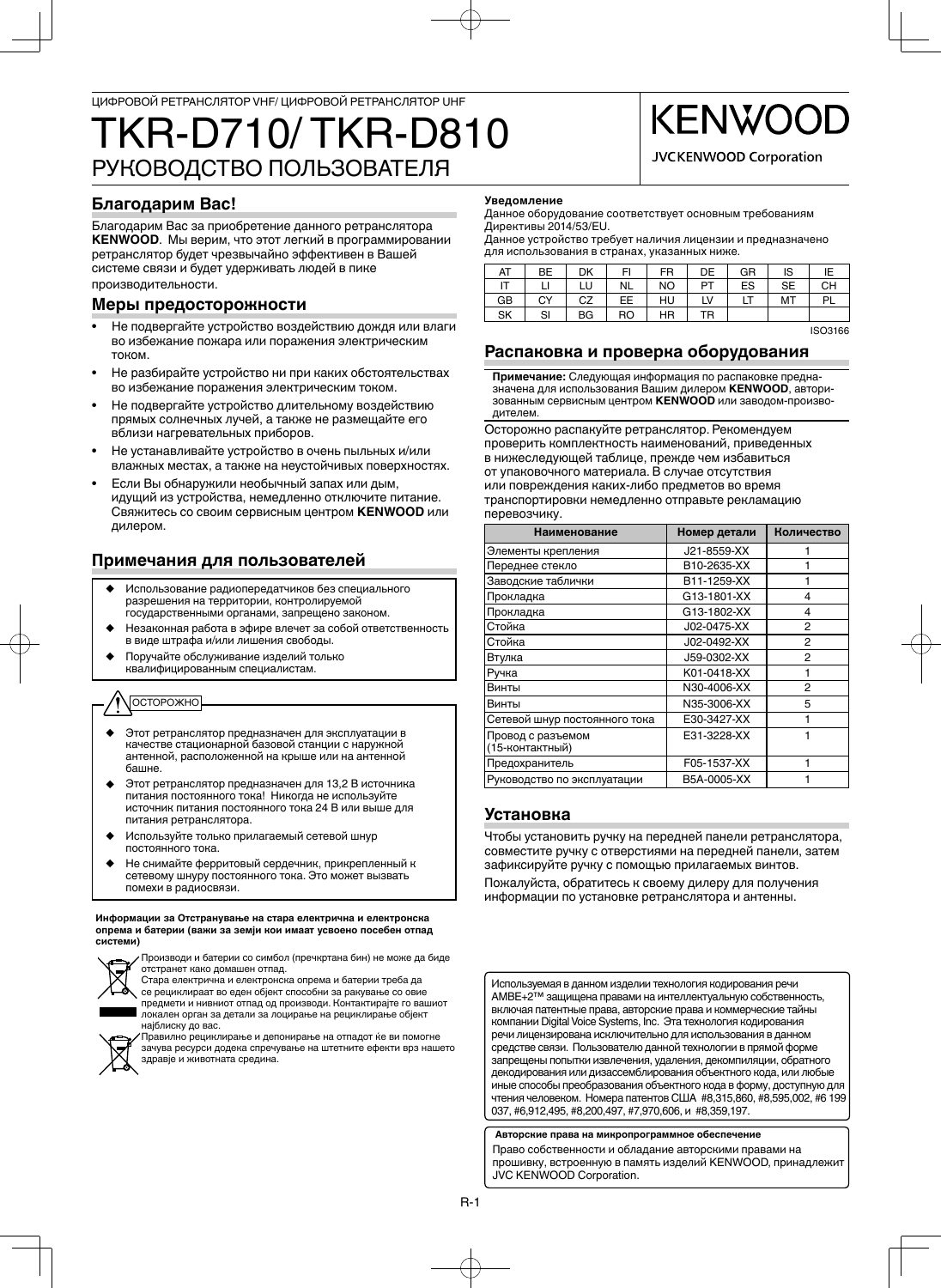ЦИФРОВОЙ РЕТРАНСЛЯТОР VHF/ ЦИФРОВОЙ РЕТРАНСЛЯТОР UHF

# TKR-D710/ TKR-D810

# РУКОВОДСТВО ПОЛЬЗОВАТЕЛЯ

KENWOOD

JVCKENWOOD Corporation

## Благодарим Вас!

Благодарим Вас за приобретение данного ретранслятора **KENWOOD**. Мы верим, что этот легкий в программировании ретранслятор будет чрезвычайно эффективен в Вашей системе связи и будет удерживать людей в пике производительности.

## Меры предосторожности

- Не подвергайте устройство воздействию дождя или влаги во избежание пожара или поражения электрическим током.
- Не разбирайте устройство ни при каких обстоятельствах во избежание поражения электрическим током.
- Не подвергайте устройство длительному воздействию прямых солнечных лучей, а также не размещайте его вблизи нагревательных приборов.
- Не устанавливайте устройство в очень пыльных и/или влажных местах, а также на неустойчивых поверхностях.
- Если Вы обнаружили необычный запах или дым, идущий из устройства, немедленно отключите питание. Свяжитесь со своим сервисным центром **KENWOOD** или дилером.

## Примечания для пользователей

- ◆ Использование радиопередатчиков без специального разрешения на территории, контролируемой государственными органами, запрещено законом.
- ◆ Незаконная работа в эфире влечет за собой ответственность в виде штрафа и/или лишения свободы.
- ◆ Поручайте обслуживание изделий только квалифицированным специалистам.

**ОСТОРОЖНО**

- ◆ Этот ретранслятор предназначен для эксплуатации в качестве стационарной базовой станции с наружной антенной, расположенной на крыше или на антенной башне.
- ◆ Этот ретранслятор предназначен для 13,2 В источника питания постоянного тока! Никогда не используйте источник питания постоянного тока 24 В или выше для питания ретранслятора.
- ◆ Используйте только прилагаемый сетевой шнур постоянного тока.
- ◆ Не снимайте ферритовый сердечник, прикрепленный к сетевому шнуру постоянного тока. Это может вызвать помехи в радиосвязи.

**Информации за Отстранување на стара електрична и електронска опрема и батерии (важи за земји кои имаат усвоено посебен отпад системи)**

Производи и батерии со симбол (пречкртана бин) не може да биде отстранет како домашен отпад.
Стара електрична и електронска опрема и батерии треба да се рециклираат во еден објект способни за ракување со овие предмети и нивниот отпад од производи. Контактирајте го вашиот локален орган за детали за лоцирање на рециклирање објект најблиску до вас.
Правилно рециклирање и депонирање на отпадот ќе ви помогне зачува ресурси додека спречување на штетните ефекти врз нашето здравје и животната средина.

**Уведомление**

Данное оборудование соответствует основным требованиям Директивы 2014/53/EU.
Данное устройство требует наличия лицензии и предназначено для использования в странах, указанных ниже.

| AT | BE | DK | FI | FR | DE | GR | IS | IE |
|---|---|---|---|---|---|---|---|---|
| IT | LI | LU | NL | NO | PT | ES | SE | CH |
| GB | CY | CZ | EE | HU | LV | LT | MT | PL |
| SK | SI | BG | RO | HR | TR | | | |

ISO3166

## Распаковка и проверка оборудования

**Примечание:** Следующая информация по распаковке предназначена для использования Вашим дилером **KENWOOD**, авторизованным сервисным центром **KENWOOD** или заводом-производителем.

Осторожно распакуйте ретранслятор. Рекомендуем проверить комплектность наименований, приведенных в нижеследующей таблице, прежде чем избавиться от упаковочного материала. В случае отсутствия или повреждения каких-либо предметов во время транспортировки немедленно отправьте рекламацию перевозчику.

| Наименование | Номер детали | Количество |
|---|---|---|
| Элементы крепления | J21-8559-XX | 1 |
| Переднее стекло | B10-2635-XX | 1 |
| Заводские таблички | B11-1259-XX | 1 |
| Прокладка | G13-1801-XX | 4 |
| Прокладка | G13-1802-XX | 4 |
| Стойка | J02-0475-XX | 2 |
| Стойка | J02-0492-XX | 2 |
| Втулка | J59-0302-XX | 2 |
| Ручка | K01-0418-XX | 1 |
| Винты | N30-4006-XX | 2 |
| Винты | N35-3006-XX | 5 |
| Сетевой шнур постоянного тока | E30-3427-XX | 1 |
| Провод с разъемом (15-контактный) | E31-3228-XX | 1 |
| Предохранитель | F05-1537-XX | 1 |
| Руководство по эксплуатации | B5A-0005-XX | 1 |

## Установка

Чтобы установить ручку на передней панели ретранслятора, совместите ручку с отверстиями на передней панели, затем зафиксируйте ручку с помощью прилагаемых винтов.

Пожалуйста, обратитесь к своему дилеру для получения информации по установке ретранслятора и антенны.

Используемая в данном изделии технология кодирования речи AMBE+2™ защищена правами на интеллектуальную собственность, включая патентные права, авторские права и коммерческие тайны компании Digital Voice Systems, Inc. Эта технология кодирования речи лицензирована исключительно для использования в данном средстве связи. Пользователю данной технологии в прямой форме запрещены попытки извлечения, удаления, декомпиляции, обратного декодирования или дизассемблирования объектного кода, или любые иные способы преобразования объектного кода в форму, доступную для чтения человеком. Номера патентов США #8,315,860, #8,595,002, #6 199 037, #6,912,495, #8,200,497, #7,970,606, и #8,359,197.

**Авторские права на микропрограммное обеспечение**

Право собственности и обладание авторскими правами на прошивку, встроенную в память изделий KENWOOD, принадлежит JVC KENWOOD Corporation.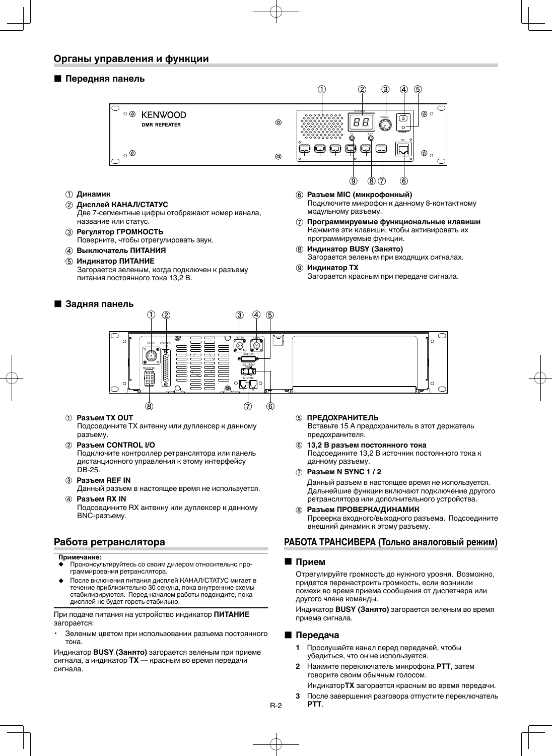## Органы управления и функции

### ■ Передняя панель

① **Динамик**

② **Дисплей КАНАЛ/СТАТУС**
Две 7-сегментные цифры отображают номер канала, название или статус.

③ **Регулятор ГРОМКОСТЬ**
Поверните, чтобы отрегулировать звук.

④ **Выключатель ПИТАНИЯ**

⑤ **Индикатор ПИТАНИЕ**
Загорается зеленым, когда подключен к разъему питания постоянного тока 13,2 В.

⑥ **Разъем MIC (микрофонный)**
Подключите микрофон к данному 8-контактному модульному разъему.

⑦ **Программируемые функциональные клавиши**
Нажмите эти клавиши, чтобы активировать их программируемые функции.

⑧ **Индикатор BUSY (Занято)**
Загорается зеленым при входящих сигналах.

⑨ **Индикатор TX**
Загорается красным при передаче сигнала.

### ■ Задняя панель

① **Разъем TX OUT**
Подсоедините TX антенну или дуплексер к данному разъему.

② **Разъем CONTROL I/O**
Подключите контроллер ретранслятора или панель дистанционного управления к этому интерфейсу DB-25.

③ **Разъем REF IN**
Данный разъем в настоящее время не используется.

④ **Разъем RX IN**
Подсоедините RX антенну или дуплексер к данному BNC-разъему.

⑤ **ПРЕДОХРАНИТЕЛЬ**
Вставьте 15 А предохранитель в этот держатель предохранителя.

⑥ **13,2 В разъем постоянного тока**
Подсоедините 13,2 В источник постоянного тока к данному разъему.

⑦ **Разъем N SYNC 1 / 2**
Данный разъем в настоящее время не используется. Дальнейшие функции включают подключение другого ретранслятора или дополнительного устройства.

⑧ **Разъем ПРОВЕРКА/ДИНАМИК**
Проверка входного/выходного разъема. Подсоедините внешний динамик к этому разъему.

## Работа ретранслятора

**Примечание:**

- Проконсультируйтесь со своим дилером относительно программирования ретранслятора.
- После включения питания дисплей КАНАЛ/СТАТУС мигает в течение приблизительно 30 секунд, пока внутренние схемы стабилизируются. Перед началом работы подождите, пока дисплей не будет гореть стабильно.

При подаче питания на устройство индикатор **ПИТАНИЕ** загорается:

- Зеленым цветом при использовании разъема постоянного тока.

Индикатор **BUSY (Занято)** загорается зеленым при приеме сигнала, а индикатор **TX** — красным во время передачи сигнала.

## РАБОТА ТРАНСИВЕРА (Только аналоговый режим)

### ■ Прием

Отрегулируйте громкость до нужного уровня. Возможно, придется перенастроить громкость, если возникли помехи во время приема сообщения от диспетчера или другого члена команды.

Индикатор **BUSY (Занято)** загорается зеленым во время приема сигнала.

### ■ Передача

1. Прослушайте канал перед передачей, чтобы убедиться, что он не используется.
2. Нажмите переключатель микрофона **PTT**, затем говорите своим обычным голосом.
   Индикатор**TX** загорается красным во время передачи.
3. После завершения разговора отпустите переключатель **PTT**.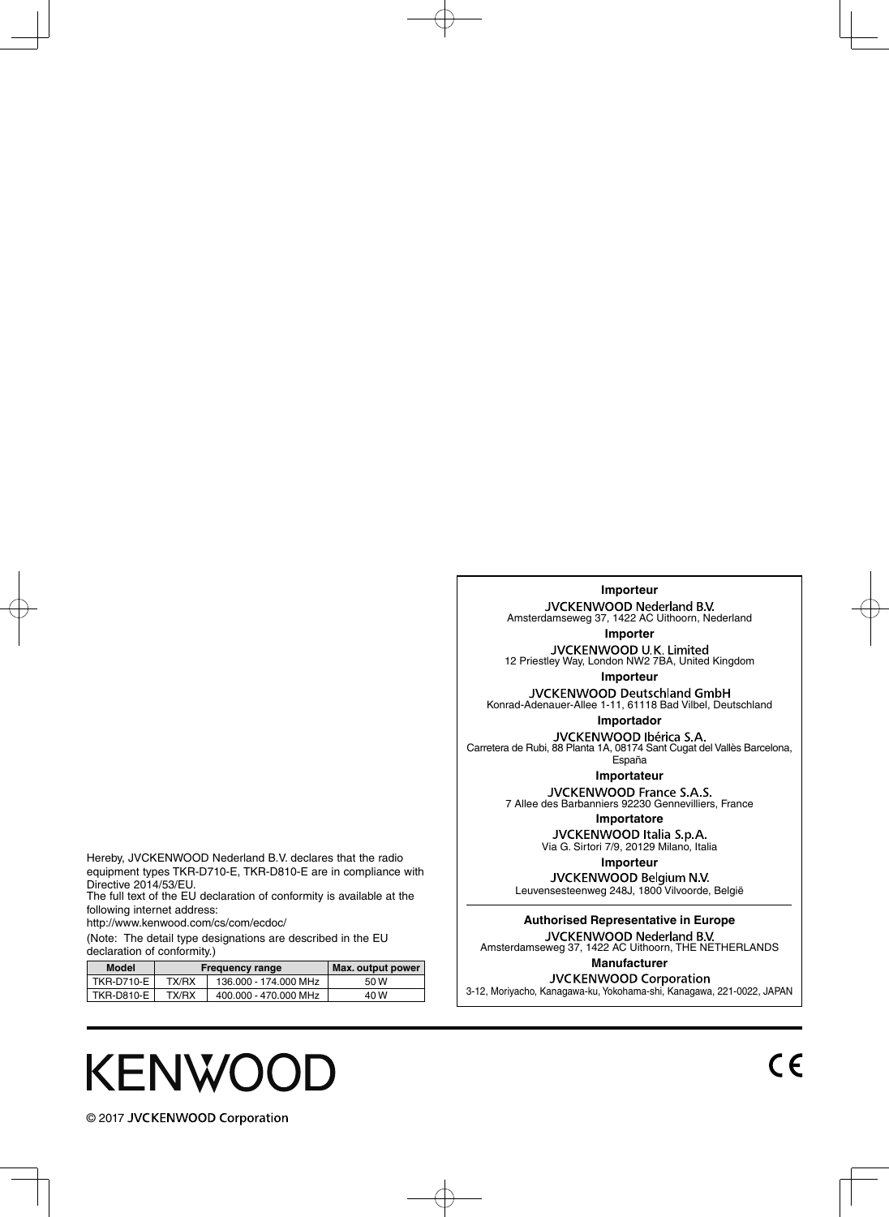Hereby, JVCKENWOOD Nederland B.V. declares that the radio equipment types TKR-D710-E, TKR-D810-E are in compliance with Directive 2014/53/EU.
The full text of the EU declaration of conformity is available at the following internet address:
http://www.kenwood.com/cs/com/ecdoc/

(Note: The detail type designations are described in the EU declaration of conformity.)

| Model | Frequency range | | Max. output power |
|---|---|---|---|
| TKR-D710-E | TX/RX | 136.000 - 174.000 MHz | 50 W |
| TKR-D810-E | TX/RX | 400.000 - 470.000 MHz | 40 W |

**Importeur**
JVCKENWOOD Nederland B.V.
Amsterdamseweg 37, 1422 AC Uithoorn, Nederland

**Importer**
JVCKENWOOD U.K. Limited
12 Priestley Way, London NW2 7BA, United Kingdom

**Importeur**
JVCKENWOOD Deutschland GmbH
Konrad-Adenauer-Allee 1-11, 61118 Bad Vilbel, Deutschland

**Importador**
JVCKENWOOD Ibérica S.A.
Carretera de Rubi, 88 Planta 1A, 08174 Sant Cugat del Vallès Barcelona, España

**Importateur**
JVCKENWOOD France S.A.S.
7 Allee des Barbanniers 92230 Gennevilliers, France

**Importatore**
JVCKENWOOD Italia S.p.A.
Via G. Sirtori 7/9, 20129 Milano, Italia

**Importeur**
JVCKENWOOD Belgium N.V.
Leuvensesteenweg 248J, 1800 Vilvoorde, België

**Authorised Representative in Europe**
JVCKENWOOD Nederland B.V.
Amsterdamseweg 37, 1422 AC Uithoorn, THE NETHERLANDS

**Manufacturer**
JVCKENWOOD Corporation
3-12, Moriyacho, Kanagawa-ku, Yokohama-shi, Kanagawa, 221-0022, JAPAN

KENWOOD

CE

© 2017 JVCKENWOOD Corporation